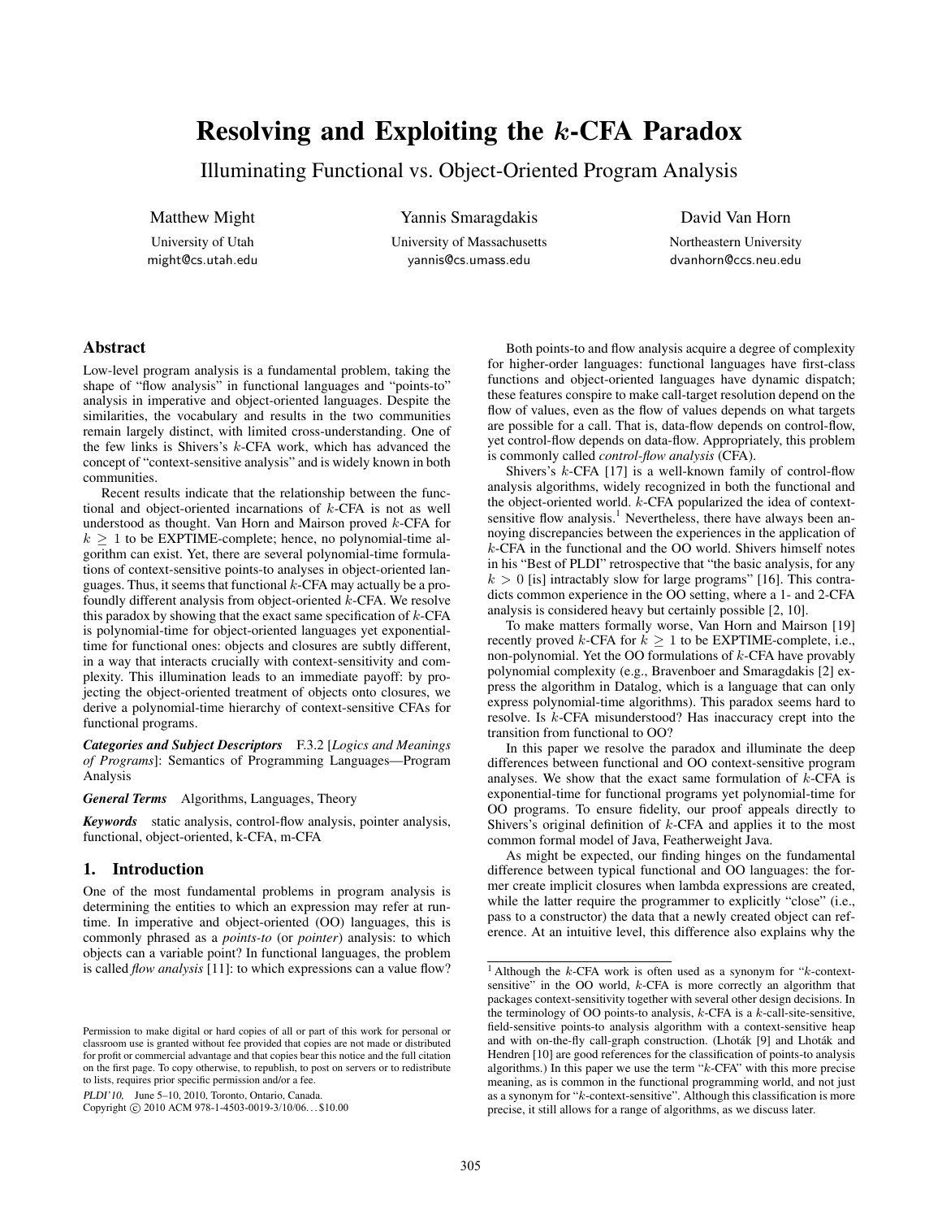# Resolving and Exploiting the $k$-CFA Paradox

## Illuminating Functional vs. Object-Oriented Program Analysis

Matthew Might
University of Utah
might@cs.utah.edu

Yannis Smaragdakis
University of Massachusetts
yannis@cs.umass.edu

David Van Horn
Northeastern University
dvanhorn@ccs.neu.edu

## Abstract

Low-level program analysis is a fundamental problem, taking the shape of "flow analysis" in functional languages and "points-to" analysis in imperative and object-oriented languages. Despite the similarities, the vocabulary and results in the two communities remain largely distinct, with limited cross-understanding. One of the few links is Shivers's $k$-CFA work, which has advanced the concept of "context-sensitive analysis" and is widely known in both communities.

Recent results indicate that the relationship between the functional and object-oriented incarnations of $k$-CFA is not as well understood as thought. Van Horn and Mairson proved $k$-CFA for $k \geq 1$ to be EXPTIME-complete; hence, no polynomial-time algorithm can exist. Yet, there are several polynomial-time formulations of context-sensitive points-to analyses in object-oriented languages. Thus, it seems that functional $k$-CFA may actually be a profoundly different analysis from object-oriented $k$-CFA. We resolve this paradox by showing that the exact same specification of $k$-CFA is polynomial-time for object-oriented languages yet exponential-time for functional ones: objects and closures are subtly different, in a way that interacts crucially with context-sensitivity and complexity. This illumination leads to an immediate payoff: by projecting the object-oriented treatment of objects onto closures, we derive a polynomial-time hierarchy of context-sensitive CFAs for functional programs.

***Categories and Subject Descriptors*** F.3.2 [*Logics and Meanings of Programs*]: Semantics of Programming Languages—Program Analysis

***General Terms*** Algorithms, Languages, Theory

***Keywords*** static analysis, control-flow analysis, pointer analysis, functional, object-oriented, k-CFA, m-CFA

## 1. Introduction

One of the most fundamental problems in program analysis is determining the entities to which an expression may refer at runtime. In imperative and object-oriented (OO) languages, this is commonly phrased as a *points-to* (or *pointer*) analysis: to which objects can a variable point? In functional languages, the problem is called *flow analysis* [11]: to which expressions can a value flow?

Both points-to and flow analysis acquire a degree of complexity for higher-order languages: functional languages have first-class functions and object-oriented languages have dynamic dispatch; these features conspire to make call-target resolution depend on the flow of values, even as the flow of values depends on what targets are possible for a call. That is, data-flow depends on control-flow, yet control-flow depends on data-flow. Appropriately, this problem is commonly called *control-flow analysis* (CFA).

Shivers's $k$-CFA [17] is a well-known family of control-flow analysis algorithms, widely recognized in both the functional and the object-oriented world. $k$-CFA popularized the idea of context-sensitive flow analysis.[1] Nevertheless, there have always been annoying discrepancies between the experiences in the application of $k$-CFA in the functional and the OO world. Shivers himself notes in his "Best of PLDI" retrospective that "the basic analysis, for any $k > 0$ [is] intractably slow for large programs" [16]. This contradicts common experience in the OO setting, where a 1- and 2-CFA analysis is considered heavy but certainly possible [2, 10].

To make matters formally worse, Van Horn and Mairson [19] recently proved $k$-CFA for $k \geq 1$ to be EXPTIME-complete, i.e., non-polynomial. Yet the OO formulations of $k$-CFA have provably polynomial complexity (e.g., Bravenboer and Smaragdakis [2] express the algorithm in Datalog, which is a language that can only express polynomial-time algorithms). This paradox seems hard to resolve. Is $k$-CFA misunderstood? Has inaccuracy crept into the transition from functional to OO?

In this paper we resolve the paradox and illuminate the deep differences between functional and OO context-sensitive program analyses. We show that the exact same formulation of $k$-CFA is exponential-time for functional programs yet polynomial-time for OO programs. To ensure fidelity, our proof appeals directly to Shivers's original definition of $k$-CFA and applies it to the most common formal model of Java, Featherweight Java.

As might be expected, our finding hinges on the fundamental difference between typical functional and OO languages: the former create implicit closures when lambda expressions are created, while the latter require the programmer to explicitly "close" (i.e., pass to a constructor) the data that a newly created object can reference. At an intuitive level, this difference also explains why the

[1] Although the $k$-CFA work is often used as a synonym for "$k$-context-sensitive" in the OO world, $k$-CFA is more correctly an algorithm that packages context-sensitivity together with several other design decisions. In the terminology of OO points-to analysis, $k$-CFA is a $k$-call-site-sensitive, field-sensitive points-to analysis algorithm with a context-sensitive heap and with on-the-fly call-graph construction. (Lhoták [9] and Lhoták and Hendren [10] are good references for the classification of points-to analysis algorithms.) In this paper we use the term "$k$-CFA" with this more precise meaning, as is common in the functional programming world, and not just as a synonym for "$k$-context-sensitive". Although this classification is more precise, it still allows for a range of algorithms, as we discuss later.

Permission to make digital or hard copies of all or part of this work for personal or classroom use is granted without fee provided that copies are not made or distributed for profit or commercial advantage and that copies bear this notice and the full citation on the first page. To copy otherwise, to republish, to post on servers or to redistribute to lists, requires prior specific permission and/or a fee.

*PLDI'10,* June 5–10, 2010, Toronto, Ontario, Canada.
Copyright © 2010 ACM 978-1-4503-0019-3/10/06... $10.00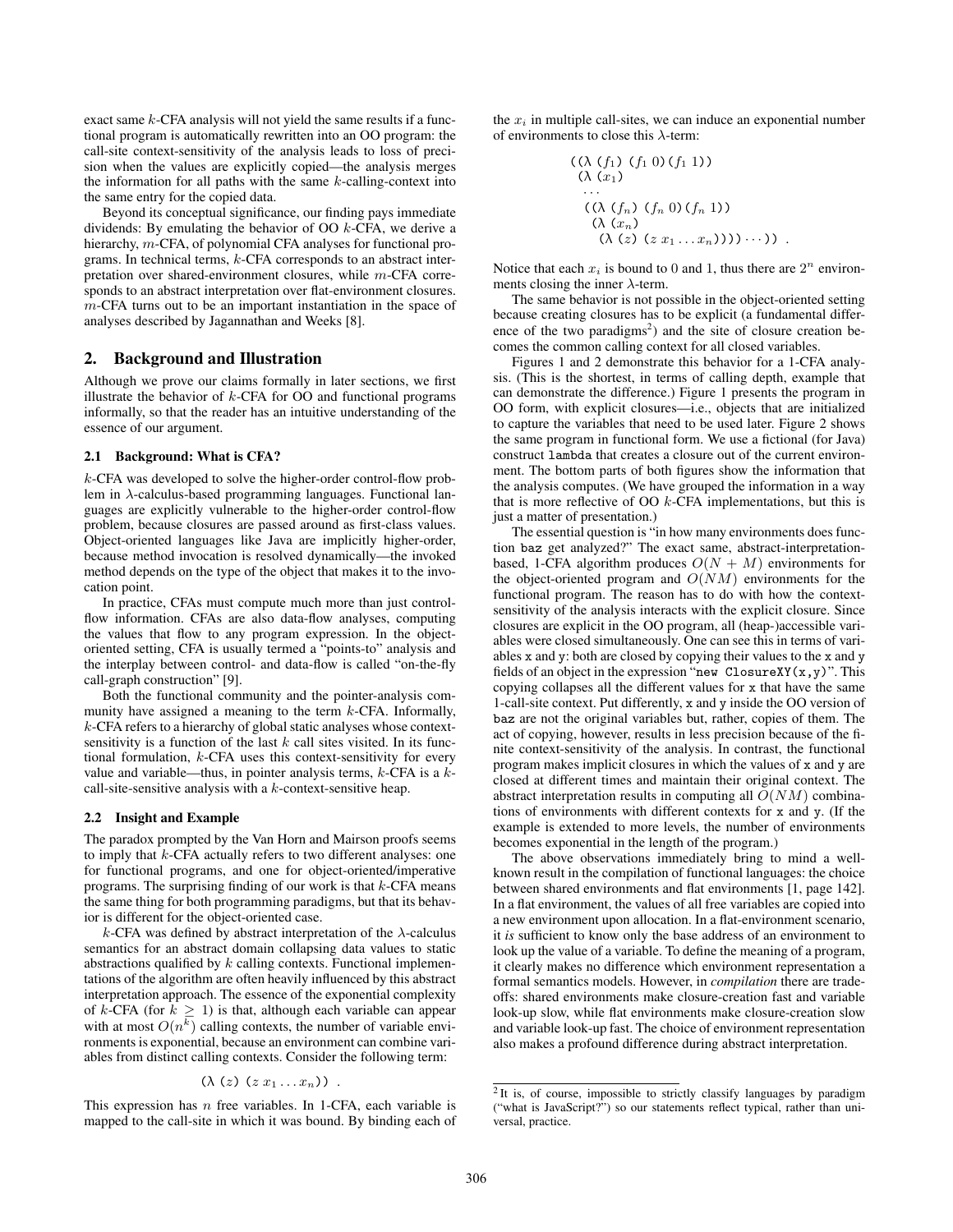exact same $k$-CFA analysis will not yield the same results if a functional program is automatically rewritten into an OO program: the call-site context-sensitivity of the analysis leads to loss of precision when the values are explicitly copied—the analysis merges the information for all paths with the same $k$-calling-context into the same entry for the copied data.

Beyond its conceptual significance, our finding pays immediate dividends: By emulating the behavior of OO $k$-CFA, we derive a hierarchy, $m$-CFA, of polynomial CFA analyses for functional programs. In technical terms, $k$-CFA corresponds to an abstract interpretation over shared-environment closures, while $m$-CFA corresponds to an abstract interpretation over flat-environment closures. $m$-CFA turns out to be an important instantiation in the space of analyses described by Jagannathan and Weeks [8].

## 2. Background and Illustration

Although we prove our claims formally in later sections, we first illustrate the behavior of $k$-CFA for OO and functional programs informally, so that the reader has an intuitive understanding of the essence of our argument.

### 2.1 Background: What is CFA?

$k$-CFA was developed to solve the higher-order control-flow problem in $\lambda$-calculus-based programming languages. Functional languages are explicitly vulnerable to the higher-order control-flow problem, because closures are passed around as first-class values. Object-oriented languages like Java are implicitly higher-order, because method invocation is resolved dynamically—the invoked method depends on the type of the object that makes it to the invocation point.

In practice, CFAs must compute much more than just control-flow information. CFAs are also data-flow analyses, computing the values that flow to any program expression. In the object-oriented setting, CFA is usually termed a "points-to" analysis and the interplay between control- and data-flow is called "on-the-fly call-graph construction" [9].

Both the functional community and the pointer-analysis community have assigned a meaning to the term $k$-CFA. Informally, $k$-CFA refers to a hierarchy of global static analyses whose context-sensitivity is a function of the last $k$ call sites visited. In its functional formulation, $k$-CFA uses this context-sensitivity for every value and variable—thus, in pointer analysis terms, $k$-CFA is a $k$-call-site-sensitive analysis with a $k$-context-sensitive heap.

### 2.2 Insight and Example

The paradox prompted by the Van Horn and Mairson proofs seems to imply that $k$-CFA actually refers to two different analyses: one for functional programs, and one for object-oriented/imperative programs. The surprising finding of our work is that $k$-CFA means the same thing for both programming paradigms, but that its behavior is different for the object-oriented case.

$k$-CFA was defined by abstract interpretation of the $\lambda$-calculus semantics for an abstract domain collapsing data values to static abstractions qualified by $k$ calling contexts. Functional implementations of the algorithm are often heavily influenced by this abstract interpretation approach. The essence of the exponential complexity of $k$-CFA (for $k \geq 1$) is that, although each variable can appear with at most $O(n^k)$ calling contexts, the number of variable environments is exponential, because an environment can combine variables from distinct calling contexts. Consider the following term:

$$(\lambda\ (z)\ (z\ x_1 \ldots x_n))\ .$$

This expression has $n$ free variables. In 1-CFA, each variable is mapped to the call-site in which it was bound. By binding each of the $x_i$ in multiple call-sites, we can induce an exponential number of environments to close this $\lambda$-term:

$$
\begin{array}{l}
((\lambda\ (f_1)\ (f_1\ 0)(f_1\ 1)) \\
\ \ (\lambda\ (x_1) \\
\ \ \ \ldots \\
\ \ \ ((\lambda\ (f_n)\ (f_n\ 0)(f_n\ 1)) \\
\ \ \ \ (\lambda\ (x_n) \\
\ \ \ \ \ \ (\lambda\ (z)\ (z\ x_1 \ldots x_n)))) \cdots))\ .
\end{array}
$$

Notice that each $x_i$ is bound to 0 and 1, thus there are $2^n$ environments closing the inner $\lambda$-term.

The same behavior is not possible in the object-oriented setting because creating closures has to be explicit (a fundamental difference of the two paradigms[2]) and the site of closure creation becomes the common calling context for all closed variables.

Figures 1 and 2 demonstrate this behavior for a 1-CFA analysis. (This is the shortest, in terms of calling depth, example that can demonstrate the difference.) Figure 1 presents the program in OO form, with explicit closures—i.e., objects that are initialized to capture the variables that need to be used later. Figure 2 shows the same program in functional form. We use a fictional (for Java) construct `lambda` that creates a closure out of the current environment. The bottom parts of both figures show the information that the analysis computes. (We have grouped the information in a way that is more reflective of OO $k$-CFA implementations, but this is just a matter of presentation.)

The essential question is "in how many environments does function `baz` get analyzed?" The exact same, abstract-interpretation-based, 1-CFA algorithm produces $O(N + M)$ environments for the object-oriented program and $O(NM)$ environments for the functional program. The reason has to do with how the context-sensitivity of the analysis interacts with the explicit closure. Since closures are explicit in the OO program, all (heap-)accessible variables were closed simultaneously. One can see this in terms of variables `x` and `y`: both are closed by copying their values to the `x` and `y` fields of an object in the expression "`new ClosureXY(x,y)`". This copying collapses all the different values for `x` that have the same 1-call-site context. Put differently, `x` and `y` inside the OO version of `baz` are not the original variables but, rather, copies of them. The act of copying, however, results in less precision because of the finite context-sensitivity of the analysis. In contrast, the functional program makes implicit closures in which the values of `x` and `y` are closed at different times and maintain their original context. The abstract interpretation results in computing all $O(NM)$ combinations of environments with different contexts for `x` and `y`. (If the example is extended to more levels, the number of environments becomes exponential in the length of the program.)

The above observations immediately bring to mind a well-known result in the compilation of functional languages: the choice between shared environments and flat environments [1, page 142]. In a flat environment, the values of all free variables are copied into a new environment upon allocation. In a flat-environment scenario, it *is* sufficient to know only the base address of an environment to look up the value of a variable. To define the meaning of a program, it clearly makes no difference which environment representation a formal semantics models. However, in *compilation* there are trade-offs: shared environments make closure-creation fast and variable look-up slow, while flat environments make closure-creation slow and variable look-up fast. The choice of environment representation also makes a profound difference during abstract interpretation.

[2] It is, of course, impossible to strictly classify languages by paradigm ("what is JavaScript?") so our statements reflect typical, rather than universal, practice.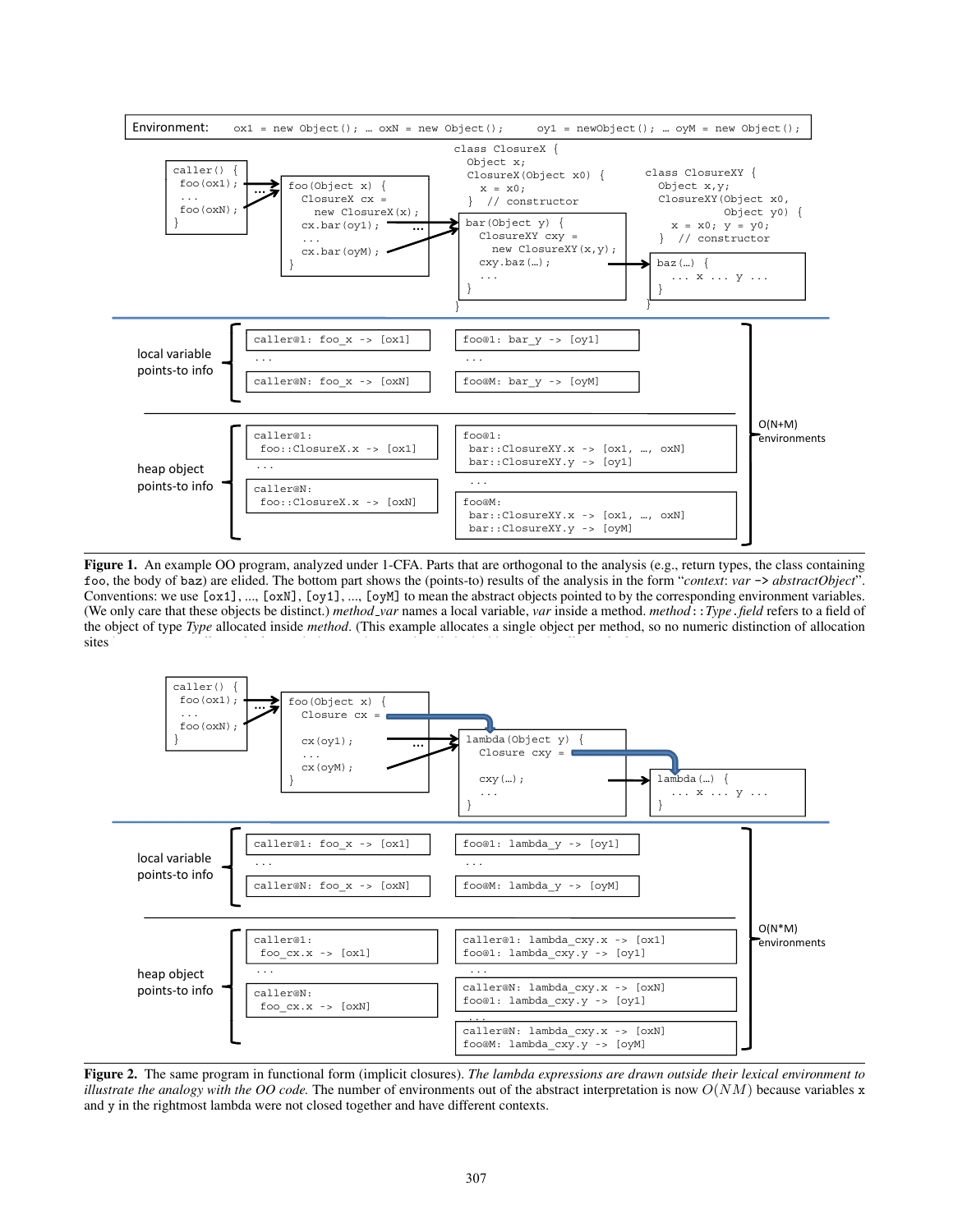Environment: `ox1 = new Object(); … oxN = new Object();   oy1 = newObject(); … oyM = new Object();`

```
caller() {
  foo(ox1);
  ...
  foo(oxN);
}
```

```
foo(Object x) {
  ClosureX cx =
    new ClosureX(x);
  cx.bar(oy1);
  ...
  cx.bar(oyM);
}
```

```
class ClosureX {
  Object x;
  ClosureX(Object x0) {
    x = x0;
  }  // constructor
  bar(Object y) {
    ClosureXY cxy =
      new ClosureXY(x,y);
    cxy.baz(…);
    ...
  }
}
```

```
class ClosureXY {
  Object x,y;
  ClosureXY(Object x0,
            Object y0) {
    x = x0; y = y0;
  }  // constructor
  baz(…) {
    ... x ... y ...
  }
}
```

local variable points-to info:

```
caller@1: foo_x -> [ox1]        foo@1: bar_y -> [oy1]
...                             ...
caller@N: foo_x -> [oxN]        foo@M: bar_y -> [oyM]
```

heap object points-to info:

```
caller@1:                       foo@1:
  foo::ClosureX.x -> [ox1]        bar::ClosureXY.x -> [ox1, …, oxN]
...                               bar::ClosureXY.y -> [oy1]
caller@N:                       ...
  foo::ClosureX.x -> [oxN]      foo@M:
                                  bar::ClosureXY.x -> [ox1, …, oxN]
                                  bar::ClosureXY.y -> [oyM]
```

O(N+M) environments

**Figure 1.** An example OO program, analyzed under 1-CFA. Parts that are orthogonal to the analysis (e.g., return types, the class containing `foo`, the body of `baz`) are elided. The bottom part shows the (points-to) results of the analysis in the form "*context*: *var* -> *abstractObject*". Conventions: we use `[ox1]`, ..., `[oxN]`, `[oy1]`, ..., `[oyM]` to mean the abstract objects pointed to by the corresponding environment variables. (We only care that these objects be distinct.) *method_var* names a local variable, *var* inside a method. *method*::*Type*.*field* refers to a field of the object of type *Type* allocated inside *method*. (This example allocates a single object per method, so no numeric distinction of allocation sites

```
caller() {
  foo(ox1);
  ...
  foo(oxN);
}
```

```
foo(Object x) {
  Closure cx =

  cx(oy1);
  ...
  cx(oyM);
}
```

```
lambda(Object y) {
  Closure cxy =

  cxy(…);
  ...
}
```

```
lambda(…) {
  ... x ... y ...
}
```

local variable points-to info:

```
caller@1: foo_x -> [ox1]        foo@1: lambda_y -> [oy1]
...                             ...
caller@N: foo_x -> [oxN]        foo@M: lambda_y -> [oyM]
```

heap object points-to info:

```
caller@1:                       caller@1: lambda_cxy.x -> [ox1]
  foo_cx.x -> [ox1]             foo@1: lambda_cxy.y -> [oy1]
...                             ...
caller@N:                       caller@N: lambda_cxy.x -> [oxN]
  foo_cx.x -> [oxN]             foo@1: lambda_cxy.y -> [oy1]
                                ...
                                caller@N: lambda_cxy.x -> [oxN]
                                foo@M: lambda_cxy.y -> [oyM]
```

O(N*M) environments

**Figure 2.** The same program in functional form (implicit closures). *The lambda expressions are drawn outside their lexical environment to illustrate the analogy with the OO code.* The number of environments out of the abstract interpretation is now $O(NM)$ because variables `x` and `y` in the rightmost lambda were not closed together and have different contexts.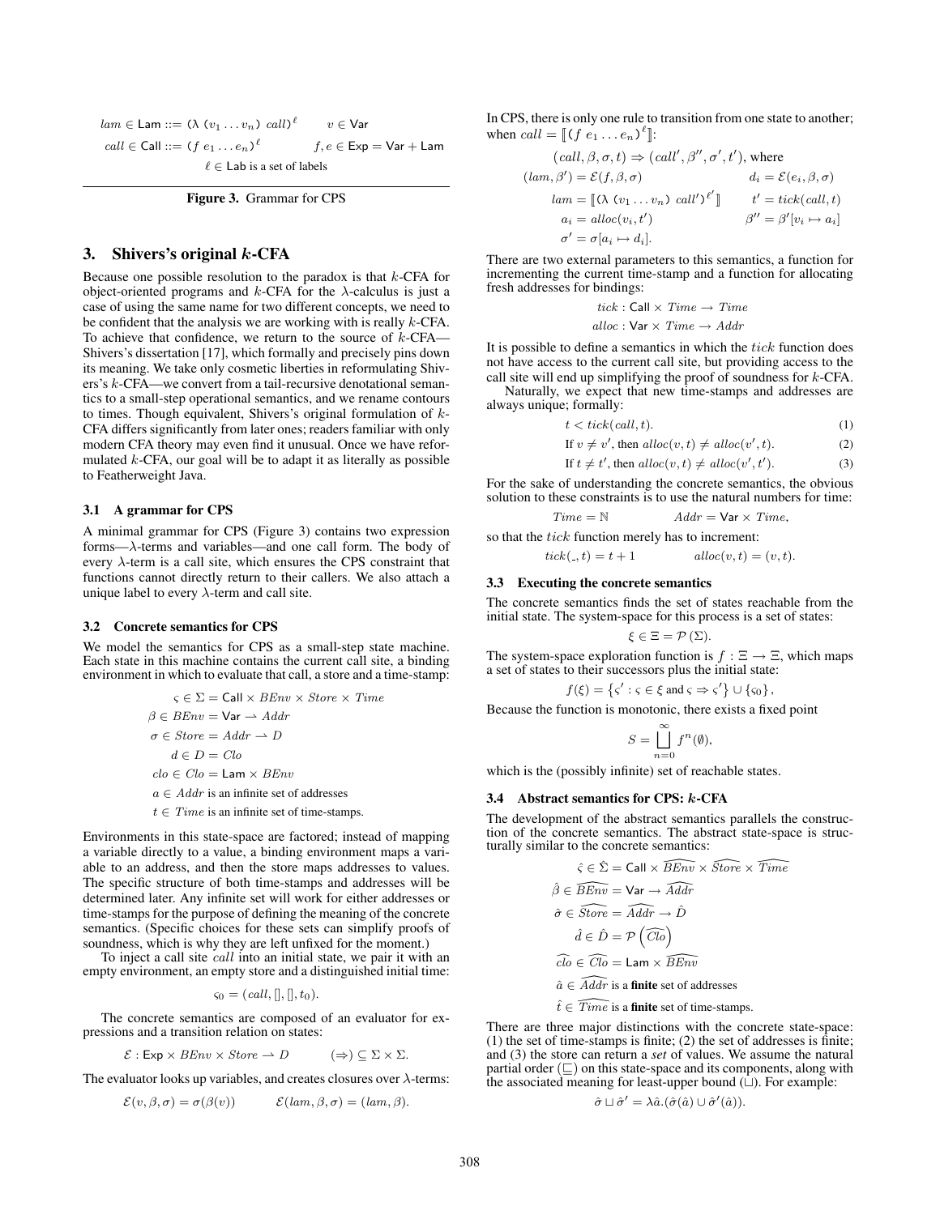$$lam \in \mathsf{Lam} ::= (\lambda\ (v_1 \ldots v_n)\ call)^\ell \qquad v \in \mathsf{Var}$$

$$call \in \mathsf{Call} ::= (f\ e_1 \ldots e_n)^\ell \qquad f, e \in \mathsf{Exp} = \mathsf{Var} + \mathsf{Lam}$$

$$\ell \in \mathsf{Lab} \text{ is a set of labels}$$

**Figure 3.** Grammar for CPS

## 3. Shivers's original $k$-CFA

Because one possible resolution to the paradox is that $k$-CFA for object-oriented programs and $k$-CFA for the $\lambda$-calculus is just a case of using the same name for two different concepts, we need to be confident that the analysis we are working with is really $k$-CFA. To achieve that confidence, we return to the source of $k$-CFA—Shivers's dissertation [17], which formally and precisely pins down its meaning. We take only cosmetic liberties in reformulating Shivers's $k$-CFA—we convert from a tail-recursive denotational semantics to a small-step operational semantics, and we rename contours to times. Though equivalent, Shivers's original formulation of $k$-CFA differs significantly from later ones; readers familiar with only modern CFA theory may even find it unusual. Once we have reformulated $k$-CFA, our goal will be to adapt it as literally as possible to Featherweight Java.

### 3.1 A grammar for CPS

A minimal grammar for CPS (Figure 3) contains two expression forms—$\lambda$-terms and variables—and one call form. The body of every $\lambda$-term is a call site, which ensures the CPS constraint that functions cannot directly return to their callers. We also attach a unique label to every $\lambda$-term and call site.

### 3.2 Concrete semantics for CPS

We model the semantics for CPS as a small-step state machine. Each state in this machine contains the current call site, a binding environment in which to evaluate that call, a store and a time-stamp:

$$\varsigma \in \Sigma = \mathsf{Call} \times BEnv \times Store \times Time$$
$$\beta \in BEnv = \mathsf{Var} \rightharpoonup Addr$$
$$\sigma \in Store = Addr \rightharpoonup D$$
$$d \in D = Clo$$
$$clo \in Clo = \mathsf{Lam} \times BEnv$$
$$a \in Addr \text{ is an infinite set of addresses}$$
$$t \in Time \text{ is an infinite set of time-stamps.}$$

Environments in this state-space are factored; instead of mapping a variable directly to a value, a binding environment maps a variable to an address, and then the store maps addresses to values. The specific structure of both time-stamps and addresses will be determined later. Any infinite set will work for either addresses or time-stamps for the purpose of defining the meaning of the concrete semantics. (Specific choices for these sets can simplify proofs of soundness, which is why they are left unfixed for the moment.)

To inject a call site *call* into an initial state, we pair it with an empty environment, an empty store and a distinguished initial time:

$$\varsigma_0 = (call, [], [], t_0).$$

The concrete semantics are composed of an evaluator for expressions and a transition relation on states:

$$\mathcal{E} : \mathsf{Exp} \times BEnv \times Store \rightharpoonup D \qquad (\Rightarrow) \subseteq \Sigma \times \Sigma.$$

The evaluator looks up variables, and creates closures over $\lambda$-terms:

$$\mathcal{E}(v, \beta, \sigma) = \sigma(\beta(v)) \qquad \mathcal{E}(lam, \beta, \sigma) = (lam, \beta).$$

In CPS, there is only one rule to transition from one state to another; when $call = [\![(f\ e_1 \ldots e_n)^\ell]\!]$:

$$(call, \beta, \sigma, t) \Rightarrow (call', \beta'', \sigma', t'), \text{ where}$$
$$(lam, \beta') = \mathcal{E}(f, \beta, \sigma) \qquad d_i = \mathcal{E}(e_i, \beta, \sigma)$$
$$lam = [\![(\lambda\ (v_1 \ldots v_n)\ call')^{\ell'}]\!] \qquad t' = tick(call, t)$$
$$a_i = alloc(v_i, t') \qquad \beta'' = \beta'[v_i \mapsto a_i]$$
$$\sigma' = \sigma[a_i \mapsto d_i].$$

There are two external parameters to this semantics, a function for incrementing the current time-stamp and a function for allocating fresh addresses for bindings:

$$tick : \mathsf{Call} \times Time \to Time$$
$$alloc : \mathsf{Var} \times Time \to Addr$$

It is possible to define a semantics in which the $tick$ function does not have access to the current call site, but providing access to the call site will end up simplifying the proof of soundness for $k$-CFA.

Naturally, we expect that new time-stamps and addresses are always unique; formally:

$$t < tick(call, t). \tag{1}$$

$$\text{If } v \neq v', \text{ then } alloc(v, t) \neq alloc(v', t). \tag{2}$$

$$\text{If } t \neq t', \text{ then } alloc(v, t) \neq alloc(v', t'). \tag{3}$$

For the sake of understanding the concrete semantics, the obvious solution to these constraints is to use the natural numbers for time:

$$Time = \mathbb{N} \qquad Addr = \mathsf{Var} \times Time,$$

so that the $tick$ function merely has to increment:

$$tick(\_, t) = t + 1 \qquad alloc(v, t) = (v, t).$$

### 3.3 Executing the concrete semantics

The concrete semantics finds the set of states reachable from the initial state. The system-space for this process is a set of states:

$$\xi \in \Xi = \mathcal{P}(\Sigma).$$

The system-space exploration function is $f : \Xi \to \Xi$, which maps a set of states to their successors plus the initial state:

$$f(\xi) = \{\varsigma' : \varsigma \in \xi \text{ and } \varsigma \Rightarrow \varsigma'\} \cup \{\varsigma_0\},$$

Because the function is monotonic, there exists a fixed point

$$S = \bigsqcup_{n=0}^{\infty} f^n(\emptyset),$$

which is the (possibly infinite) set of reachable states.

### 3.4 Abstract semantics for CPS: $k$-CFA

The development of the abstract semantics parallels the construction of the concrete semantics. The abstract state-space is structurally similar to the concrete semantics:

$$\hat{\varsigma} \in \hat{\Sigma} = \mathsf{Call} \times \widehat{BEnv} \times \widehat{Store} \times \widehat{Time}$$
$$\hat{\beta} \in \widehat{BEnv} = \mathsf{Var} \to \widehat{Addr}$$
$$\hat{\sigma} \in \widehat{Store} = \widehat{Addr} \to \hat{D}$$
$$\hat{d} \in \hat{D} = \mathcal{P}\left(\widehat{Clo}\right)$$
$$\widehat{clo} \in \widehat{Clo} = \mathsf{Lam} \times \widehat{BEnv}$$
$$\hat{a} \in \widehat{Addr} \text{ is a } \textbf{finite} \text{ set of addresses}$$
$$\hat{t} \in \widehat{Time} \text{ is a } \textbf{finite} \text{ set of time-stamps.}$$

There are three major distinctions with the concrete state-space: (1) the set of time-stamps is finite; (2) the set of addresses is finite; and (3) the store can return a *set* of values. We assume the natural partial order ($\sqsubseteq$) on this state-space and its components, along with the associated meaning for least-upper bound ($\sqcup$). For example:

$$\hat{\sigma} \sqcup \hat{\sigma}' = \lambda \hat{a}.(\hat{\sigma}(\hat{a}) \cup \hat{\sigma}'(\hat{a})).$$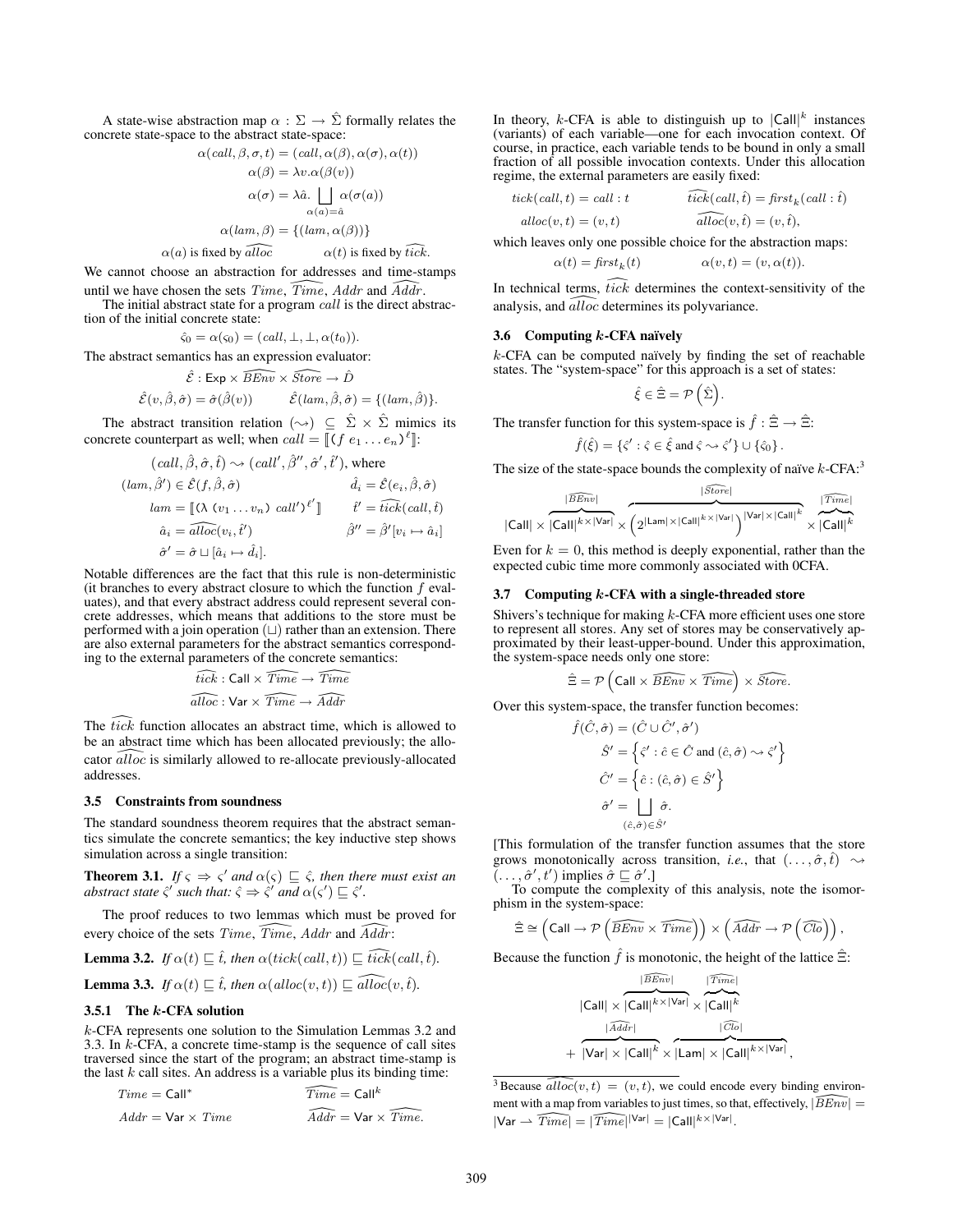A state-wise abstraction map $\alpha : \Sigma \to \hat{\Sigma}$ formally relates the concrete state-space to the abstract state-space:

$$\alpha(call, \beta, \sigma, t) = (call, \alpha(\beta), \alpha(\sigma), \alpha(t))$$
$$\alpha(\beta) = \lambda v.\alpha(\beta(v))$$
$$\alpha(\sigma) = \lambda \hat{a}. \bigsqcup_{\alpha(a)=\hat{a}} \alpha(\sigma(a))$$
$$\alpha(lam, \beta) = \{(lam, \alpha(\beta))\}$$
$$\alpha(a) \text{ is fixed by } \widehat{alloc} \qquad \alpha(t) \text{ is fixed by } \widehat{tick}.$$

We cannot choose an abstraction for addresses and time-stamps until we have chosen the sets $Time$, $\widehat{Time}$, $Addr$ and $\widehat{Addr}$.

The initial abstract state for a program $call$ is the direct abstraction of the initial concrete state:

$$\hat{\varsigma}_0 = \alpha(\varsigma_0) = (call, \bot, \bot, \alpha(t_0)).$$

The abstract semantics has an expression evaluator:

$$\hat{\mathcal{E}} : \mathsf{Exp} \times \widehat{BEnv} \times \widehat{Store} \to \hat{D}$$
$$\hat{\mathcal{E}}(v, \hat{\beta}, \hat{\sigma}) = \hat{\sigma}(\hat{\beta}(v)) \qquad \hat{\mathcal{E}}(lam, \hat{\beta}, \hat{\sigma}) = \{(lam, \hat{\beta})\}.$$

The abstract transition relation $(\leadsto) \subseteq \hat{\Sigma} \times \hat{\Sigma}$ mimics its concrete counterpart as well; when $call = [\![(f\ e_1 \ldots e_n)^\ell]\!]$:

$$(call, \hat{\beta}, \hat{\sigma}, \hat{t}) \leadsto (call', \hat{\beta}'', \hat{\sigma}', \hat{t}'), \text{ where}$$
$$(lam, \hat{\beta}') \in \hat{\mathcal{E}}(f, \hat{\beta}, \hat{\sigma}) \qquad \hat{d}_i = \hat{\mathcal{E}}(e_i, \hat{\beta}, \hat{\sigma})$$
$$lam = [\![(\lambda\ (v_1 \ldots v_n)\ call')^{\ell'}]\!] \qquad \hat{t}' = \widehat{tick}(call, \hat{t})$$
$$\hat{a}_i = \widehat{alloc}(v_i, \hat{t}') \qquad \hat{\beta}'' = \hat{\beta}'[v_i \mapsto \hat{a}_i]$$
$$\hat{\sigma}' = \hat{\sigma} \sqcup [\hat{a}_i \mapsto \hat{d}_i].$$

Notable differences are the fact that this rule is non-deterministic (it branches to every abstract closure to which the function $f$ evaluates), and that every abstract address could represent several concrete addresses, which means that additions to the store must be performed with a join operation ($\sqcup$) rather than an extension. There are also external parameters for the abstract semantics corresponding to the external parameters of the concrete semantics:

$$\widehat{tick} : \mathsf{Call} \times \widehat{Time} \to \widehat{Time}$$
$$\widehat{alloc} : \mathsf{Var} \times \widehat{Time} \to \widehat{Addr}$$

The $\widehat{tick}$ function allocates an abstract time, which is allowed to be an abstract time which has been allocated previously; the allocator $\widehat{alloc}$ is similarly allowed to re-allocate previously-allocated addresses.

### 3.5 Constraints from soundness

The standard soundness theorem requires that the abstract semantics simulate the concrete semantics; the key inductive step shows simulation across a single transition:

**Theorem 3.1.** *If $\varsigma \Rightarrow \varsigma'$ and $\alpha(\varsigma) \sqsubseteq \hat{\varsigma}$, then there must exist an abstract state $\hat{\varsigma}'$ such that: $\hat{\varsigma} \Rightarrow \hat{\varsigma}'$ and $\alpha(\varsigma') \sqsubseteq \hat{\varsigma}'$.*

The proof reduces to two lemmas which must be proved for every choice of the sets $Time$, $\widehat{Time}$, $Addr$ and $\widehat{Addr}$:

**Lemma 3.2.** *If $\alpha(t) \sqsubseteq \hat{t}$, then $\alpha(tick(call, t)) \sqsubseteq \widehat{tick}(call, \hat{t})$.*

**Lemma 3.3.** *If $\alpha(t) \sqsubseteq \hat{t}$, then $\alpha(alloc(v, t)) \sqsubseteq \widehat{alloc}(v, \hat{t})$.*

#### 3.5.1 The $k$-CFA solution

$k$-CFA represents one solution to the Simulation Lemmas 3.2 and 3.3. In $k$-CFA, a concrete time-stamp is the sequence of call sites traversed since the start of the program; an abstract time-stamp is the last $k$ call sites. An address is a variable plus its binding time:

$$Time = \mathsf{Call}^* \qquad \widehat{Time} = \mathsf{Call}^k$$
$$Addr = \mathsf{Var} \times Time \qquad \widehat{Addr} = \mathsf{Var} \times \widehat{Time}.$$

In theory, $k$-CFA is able to distinguish up to $|\mathsf{Call}|^k$ instances (variants) of each variable—one for each invocation context. Of course, in practice, each variable tends to be bound in only a small fraction of all possible invocation contexts. Under this allocation regime, the external parameters are easily fixed:

$$tick(call, t) = call : t \qquad \widehat{tick}(call, \hat{t}) = \mathit{first}_k(call : \hat{t})$$
$$alloc(v, t) = (v, t) \qquad \widehat{alloc}(v, \hat{t}) = (v, \hat{t}),$$

which leaves only one possible choice for the abstraction maps:

$$\alpha(t) = \mathit{first}_k(t) \qquad \alpha(v, t) = (v, \alpha(t)).$$

In technical terms, $\widehat{tick}$ determines the context-sensitivity of the analysis, and $\widehat{alloc}$ determines its polyvariance.

### 3.6 Computing $k$-CFA naïvely

$k$-CFA can be computed naïvely by finding the set of reachable states. The "system-space" for this approach is a set of states:

$$\hat{\xi} \in \hat{\Xi} = \mathcal{P}\left(\hat{\Sigma}\right).$$

The transfer function for this system-space is $\hat{f} : \hat{\Xi} \to \hat{\Xi}$:

$$\hat{f}(\hat{\xi}) = \{\hat{\varsigma}' : \hat{\varsigma} \in \hat{\xi} \text{ and } \hat{\varsigma} \leadsto \hat{\varsigma}'\} \cup \{\hat{\varsigma}_0\}.$$

The size of the state-space bounds the complexity of naïve $k$-CFA:[3]

$$|\mathsf{Call}| \times \overbrace{|\mathsf{Call}|^{k \times |\mathsf{Var}|}}^{|\widehat{BEnv}|} \times \overbrace{\left(2^{|\mathsf{Lam}| \times |\mathsf{Call}|^{k \times |\mathsf{Var}|}}\right)^{|\mathsf{Var}| \times |\mathsf{Call}|^k}}^{|\widehat{Store}|} \times \overbrace{|\mathsf{Call}|^k}^{|\widehat{Time}|}$$

Even for $k = 0$, this method is deeply exponential, rather than the expected cubic time more commonly associated with 0CFA.

### 3.7 Computing $k$-CFA with a single-threaded store

Shivers's technique for making $k$-CFA more efficient uses one store to represent all stores. Any set of stores may be conservatively approximated by their least-upper-bound. Under this approximation, the system-space needs only one store:

$$\hat{\Xi} = \mathcal{P}\left(\mathsf{Call} \times \widehat{BEnv} \times \widehat{Time}\right) \times \widehat{Store}.$$

Over this system-space, the transfer function becomes:

$$\hat{f}(\hat{C}, \hat{\sigma}) = (\hat{C} \cup \hat{C}', \hat{\sigma}')$$
$$\hat{S}' = \left\{\hat{\varsigma}' : \hat{c} \in \hat{C} \text{ and } (\hat{c}, \hat{\sigma}) \leadsto \hat{\varsigma}'\right\}$$
$$\hat{C}' = \left\{\hat{c} : (\hat{c}, \hat{\sigma}) \in \hat{S}'\right\}$$
$$\hat{\sigma}' = \bigsqcup_{(\hat{c}, \hat{\sigma}) \in \hat{S}'} \hat{\sigma}.$$

[This formulation of the transfer function assumes that the store grows monotonically across transition, *i.e.*, that $(\ldots, \hat{\sigma}, \hat{t}) \leadsto (\ldots, \hat{\sigma}', t')$ implies $\hat{\sigma} \sqsubseteq \hat{\sigma}'$.]

To compute the complexity of this analysis, note the isomorphism in the system-space:

$$\hat{\Xi} \cong \left(\mathsf{Call} \to \mathcal{P}\left(\widehat{BEnv} \times \widehat{Time}\right)\right) \times \left(\widehat{Addr} \to \mathcal{P}\left(\widehat{Clo}\right)\right),$$

Because the function $\hat{f}$ is monotonic, the height of the lattice $\hat{\Xi}$:

$$|\mathsf{Call}| \times \overbrace{|\mathsf{Call}|^{k \times |\mathsf{Var}|}}^{|\widehat{BEnv}|} \times \overbrace{|\mathsf{Call}|^k}^{|\widehat{Time}|}$$
$$+ \overbrace{|\mathsf{Var}| \times |\mathsf{Call}|^k}^{|\widehat{Addr}|} \times \overbrace{|\mathsf{Lam}| \times |\mathsf{Call}|^{k \times |\mathsf{Var}|}}^{|\widehat{Clo}|},$$

[3] Because $\widehat{alloc}(v, t) = (v, t)$, we could encode every binding environment with a map from variables to just times, so that, effectively, $|\widehat{BEnv}| = |\mathsf{Var} \rightharpoonup \widehat{Time}| = |\widehat{Time}|^{|\mathsf{Var}|} = |\mathsf{Call}|^{k \times |\mathsf{Var}|}$.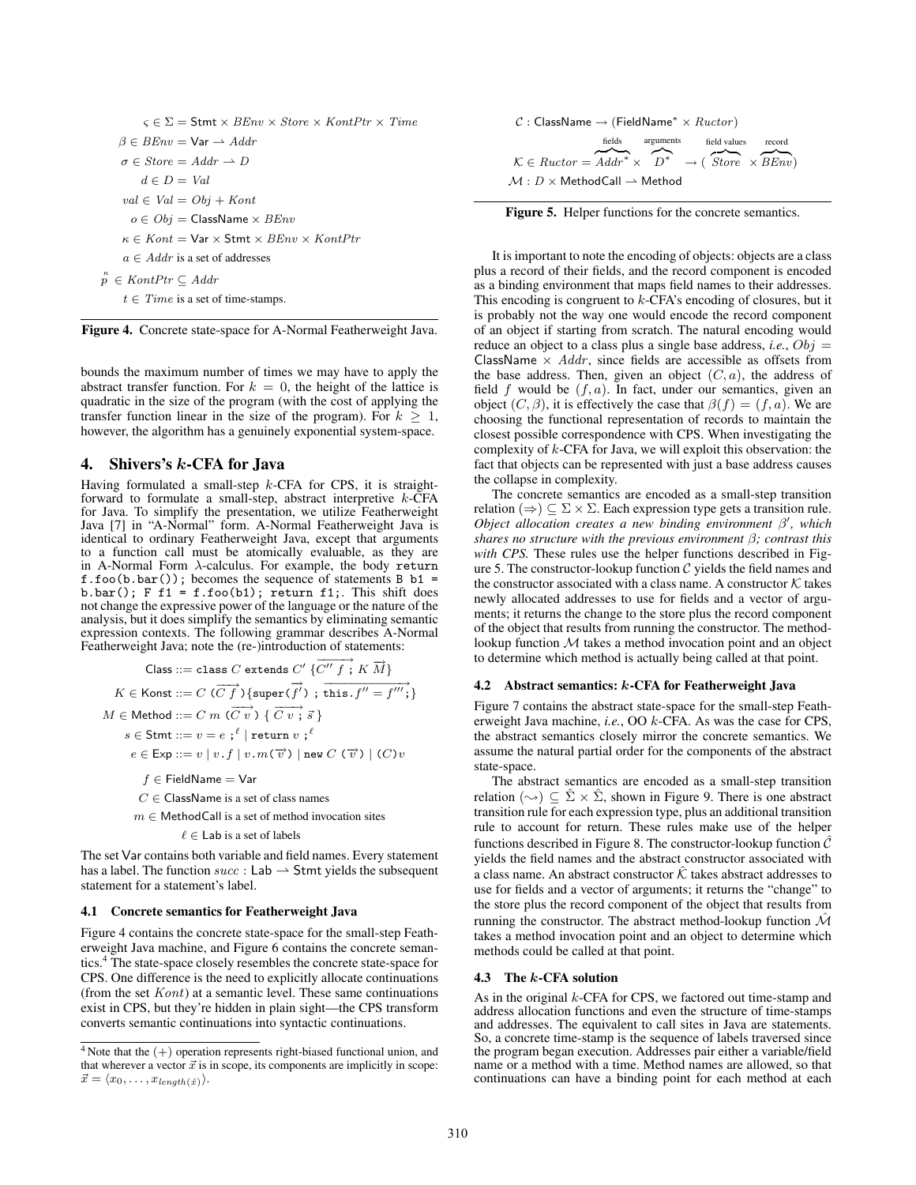$$
\begin{aligned}
\varsigma \in \Sigma &= \mathsf{Stmt} \times BEnv \times Store \times KontPtr \times Time \\
\beta \in BEnv &= \mathsf{Var} \rightharpoonup Addr \\
\sigma \in Store &= Addr \rightharpoonup D \\
d \in D &= Val \\
val \in Val &= Obj + Kont \\
o \in Obj &= \mathsf{ClassName} \times BEnv \\
\kappa \in Kont &= \mathsf{Var} \times \mathsf{Stmt} \times BEnv \times KontPtr \\
a \in Addr & \text{ is a set of addresses} \\
\overset{\kappa}{p} \in KontPtr &\subseteq Addr \\
t \in Time & \text{ is a set of time-stamps.}
\end{aligned}
$$

**Figure 4.** Concrete state-space for A-Normal Featherweight Java.

bounds the maximum number of times we may have to apply the abstract transfer function. For $k = 0$, the height of the lattice is quadratic in the size of the program (with the cost of applying the transfer function linear in the size of the program). For $k \geq 1$, however, the algorithm has a genuinely exponential system-space.

## 4. Shivers's $k$-CFA for Java

Having formulated a small-step $k$-CFA for CPS, it is straightforward to formulate a small-step, abstract interpretive $k$-CFA for Java. To simplify the presentation, we utilize Featherweight Java [7] in "A-Normal" form. A-Normal Featherweight Java is identical to ordinary Featherweight Java, except that arguments to a function call must be atomically evaluable, as they are in A-Normal Form $\lambda$-calculus. For example, the body `return f.foo(b.bar());` becomes the sequence of statements `B b1 = b.bar(); F f1 = f.foo(b1); return f1;`. This shift does not change the expressive power of the language or the nature of the analysis, but it does simplify the semantics by eliminating semantic expression contexts. The following grammar describes A-Normal Featherweight Java; note the (re-)introduction of statements:

$$
\begin{aligned}
\mathsf{Class} &::= \texttt{class } C \texttt{ extends } C' \ \{\overrightarrow{C''\ f\ \texttt{;}}\ K\ \overrightarrow{M}\} \\
K \in \mathsf{Konst} &::= C\ \texttt{(}\overrightarrow{C\ f}\texttt{)}\{\texttt{super(}\overrightarrow{f'}\texttt{)}\ \texttt{;}\ \overrightarrow{\texttt{this.}f'' = f'''\texttt{;}}\} \\
M \in \mathsf{Method} &::= C\ m\ \texttt{(}\overrightarrow{C\ v}\texttt{)}\ \{\ \overrightarrow{C\ v\ \texttt{;}}\ \vec{s}\ \} \\
s \in \mathsf{Stmt} &::= v = e\ \texttt{;}^{\ell} \mid \texttt{return } v\ \texttt{;}^{\ell} \\
e \in \mathsf{Exp} &::= v \mid v.f \mid v.m\texttt{(}\overrightarrow{v}\texttt{)} \mid \texttt{new } C\ \texttt{(}\overrightarrow{v}\texttt{)} \mid \texttt{(}C\texttt{)}v \\
f \in \mathsf{FieldName} &= \mathsf{Var} \\
C \in \mathsf{ClassName} & \text{ is a set of class names} \\
m \in \mathsf{MethodCall} & \text{ is a set of method invocation sites} \\
\ell \in \mathsf{Lab} & \text{ is a set of labels}
\end{aligned}
$$

The set $\mathsf{Var}$ contains both variable and field names. Every statement has a label. The function $succ : \mathsf{Lab} \rightharpoonup \mathsf{Stmt}$ yields the subsequent statement for a statement's label.

### 4.1 Concrete semantics for Featherweight Java

Figure 4 contains the concrete state-space for the small-step Featherweight Java machine, and Figure 6 contains the concrete semantics.[4] The state-space closely resembles the concrete state-space for CPS. One difference is the need to explicitly allocate continuations (from the set $Kont$) at a semantic level. These same continuations exist in CPS, but they're hidden in plain sight—the CPS transform converts semantic continuations into syntactic continuations.

[4] Note that the $(+)$ operation represents right-biased functional union, and that wherever a vector $\vec{x}$ is in scope, its components are implicitly in scope: $\vec{x} = \langle x_0, \ldots, x_{length(\vec{x})}\rangle$.

$$
\begin{aligned}
\mathcal{C} &: \mathsf{ClassName} \rightarrow (\mathsf{FieldName}^* \times Ructor) \\
\mathcal{K} \in Ructor &= \overbrace{Addr^*}^{\text{fields}} \times \overbrace{D^*}^{\text{arguments}} \rightarrow (\overbrace{Store}^{\text{field values}} \times \overbrace{BEnv}^{\text{record}}) \\
\mathcal{M} &: D \times \mathsf{MethodCall} \rightharpoonup \mathsf{Method}
\end{aligned}
$$

**Figure 5.** Helper functions for the concrete semantics.

It is important to note the encoding of objects: objects are a class plus a record of their fields, and the record component is encoded as a binding environment that maps field names to their addresses. This encoding is congruent to $k$-CFA's encoding of closures, but it is probably not the way one would encode the record component of an object if starting from scratch. The natural encoding would reduce an object to a class plus a single base address, *i.e.*, $Obj = \mathsf{ClassName} \times Addr$, since fields are accessible as offsets from the base address. Then, given an object $(C, a)$, the address of field $f$ would be $(f, a)$. In fact, under our semantics, given an object $(C, \beta)$, it is effectively the case that $\beta(f) = (f, a)$. We are choosing the functional representation of records to maintain the closest possible correspondence with CPS. When investigating the complexity of $k$-CFA for Java, we will exploit this observation: the fact that objects can be represented with just a base address causes the collapse in complexity.

The concrete semantics are encoded as a small-step transition relation $(\Rightarrow) \subseteq \Sigma \times \Sigma$. Each expression type gets a transition rule. *Object allocation creates a new binding environment $\beta'$, which shares no structure with the previous environment $\beta$; contrast this with CPS.* These rules use the helper functions described in Figure 5. The constructor-lookup function $\mathcal{C}$ yields the field names and the constructor associated with a class name. A constructor $\mathcal{K}$ takes newly allocated addresses to use for fields and a vector of arguments; it returns the change to the store plus the record component of the object that results from running the constructor. The method-lookup function $\mathcal{M}$ takes a method invocation point and an object to determine which method is actually being called at that point.

### 4.2 Abstract semantics: $k$-CFA for Featherweight Java

Figure 7 contains the abstract state-space for the small-step Featherweight Java machine, *i.e.*, OO $k$-CFA. As was the case for CPS, the abstract semantics closely mirror the concrete semantics. We assume the natural partial order for the components of the abstract state-space.

The abstract semantics are encoded as a small-step transition relation $(\leadsto) \subseteq \hat{\Sigma} \times \hat{\Sigma}$, shown in Figure 9. There is one abstract transition rule for each expression type, plus an additional transition rule to account for return. These rules make use of the helper functions described in Figure 8. The constructor-lookup function $\hat{\mathcal{C}}$ yields the field names and the abstract constructor associated with a class name. An abstract constructor $\hat{\mathcal{K}}$ takes abstract addresses to use for fields and a vector of arguments; it returns the "change" to the store plus the record component of the object that results from running the constructor. The abstract method-lookup function $\hat{\mathcal{M}}$ takes a method invocation point and an object to determine which methods could be called at that point.

### 4.3 The $k$-CFA solution

As in the original $k$-CFA for CPS, we factored out time-stamp and address allocation functions and even the structure of time-stamps and addresses. The equivalent to call sites in Java are statements. So, a concrete time-stamp is the sequence of labels traversed since the program began execution. Addresses pair either a variable/field name or a method with a time. Method names are allowed, so that continuations can have a binding point for each method at each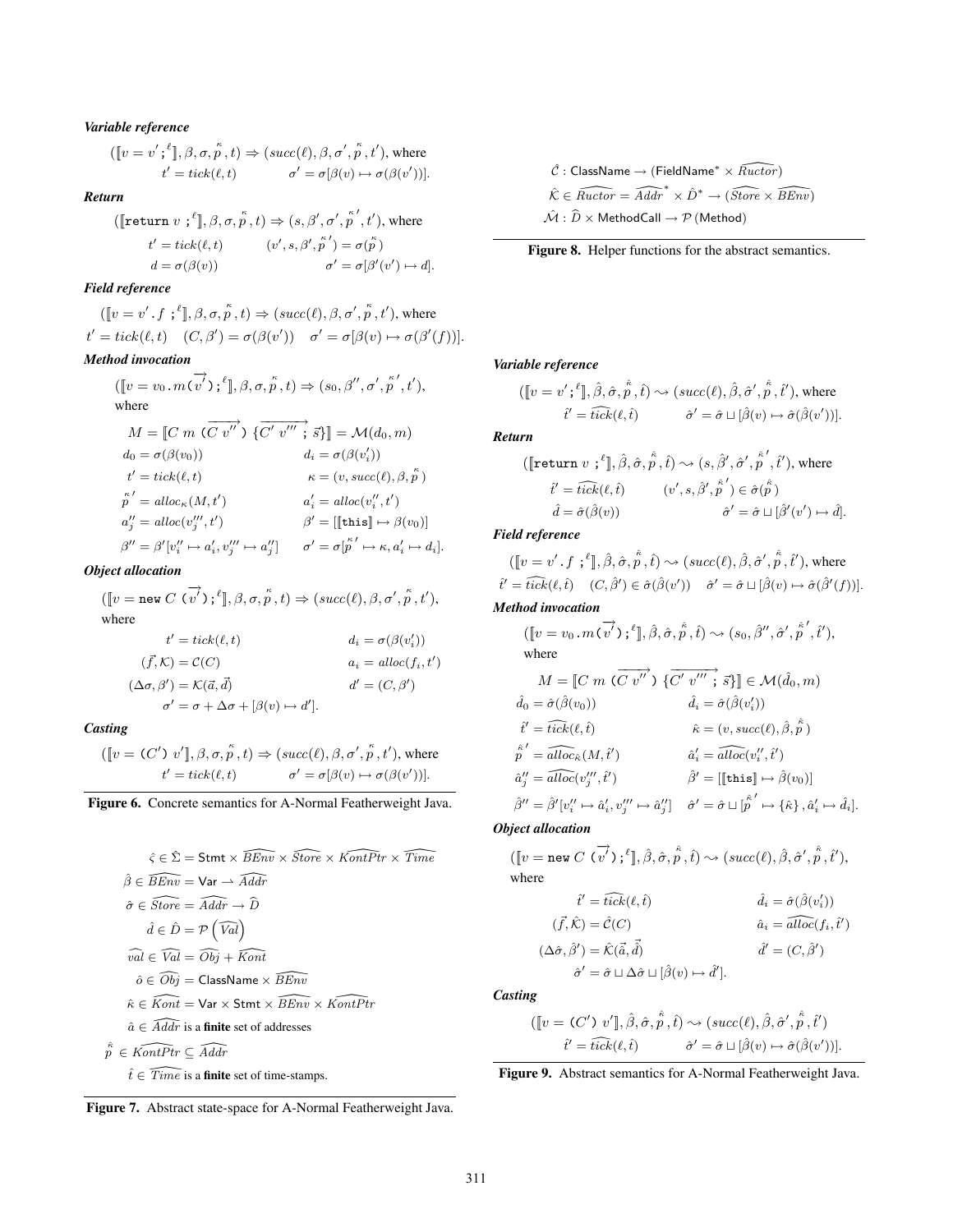***Variable reference***

$$([\![v = v' \,;^{\ell}]\!], \beta, \sigma, \overset{\kappa}{p}, t) \Rightarrow (succ(\ell), \beta, \sigma', \overset{\kappa}{p}, t'), \text{ where}$$

$$t' = tick(\ell, t) \qquad \sigma' = \sigma[\beta(v) \mapsto \sigma(\beta(v'))].$$

***Return***

$$([\![\texttt{return } v \,;^{\ell}]\!], \beta, \sigma, \overset{\kappa}{p}, t) \Rightarrow (s, \beta', \sigma', \overset{\kappa}{p}{}', t'), \text{ where}$$

$$t' = tick(\ell, t) \qquad (v', s, \beta', \overset{\kappa}{p}{}') = \sigma(\overset{\kappa}{p})$$

$$d = \sigma(\beta(v)) \qquad \sigma' = \sigma[\beta'(v') \mapsto d].$$

***Field reference***

$$([\![v = v' \,.\, f \,;^{\ell}]\!], \beta, \sigma, \overset{\kappa}{p}, t) \Rightarrow (succ(\ell), \beta, \sigma', \overset{\kappa}{p}, t'), \text{ where}$$

$$t' = tick(\ell, t) \quad (C, \beta') = \sigma(\beta(v')) \quad \sigma' = \sigma[\beta(v) \mapsto \sigma(\beta'(f))].$$

***Method invocation***

$$([\![v = v_0 \,.\, m\,(\overrightarrow{v'})\,;^{\ell}]\!], \beta, \sigma, \overset{\kappa}{p}, t) \Rightarrow (s_0, \beta'', \sigma', \overset{\kappa}{p}{}', t'),$$

where

$$M = [\![C\ m\ (\overrightarrow{C\ v''})\ \{\overrightarrow{C'\ v'''\ ;\ \vec{s}}\}]\!] = \mathcal{M}(d_0, m)$$

$$d_0 = \sigma(\beta(v_0)) \qquad d_i = \sigma(\beta(v_i'))$$

$$t' = tick(\ell, t) \qquad \kappa = (v, succ(\ell), \beta, \overset{\kappa}{p})$$

$$\overset{\kappa}{p}{}' = alloc_{\kappa}(M, t') \qquad a_i' = alloc(v_i'', t')$$

$$a_j'' = alloc(v_j''', t') \qquad \beta' = [[\![\texttt{this}]\!] \mapsto \beta(v_0)]$$

$$\beta'' = \beta'[v_i'' \mapsto a_i', v_j''' \mapsto a_j''] \qquad \sigma' = \sigma[\overset{\kappa}{p}{}' \mapsto \kappa, a_i' \mapsto d_i].$$

***Object allocation***

$$([\![v = \texttt{new } C\ (\overrightarrow{v'})\,;^{\ell}]\!], \beta, \sigma, \overset{\kappa}{p}, t) \Rightarrow (succ(\ell), \beta, \sigma', \overset{\kappa}{p}, t'),$$

where

$$t' = tick(\ell, t) \qquad d_i = \sigma(\beta(v_i'))$$

$$(\vec{f}, \mathcal{K}) = \mathcal{C}(C) \qquad a_i = alloc(f_i, t')$$

$$(\Delta\sigma, \beta') = \mathcal{K}(\vec{a}, \vec{d}) \qquad d' = (C, \beta')$$

$$\sigma' = \sigma + \Delta\sigma + [\beta(v) \mapsto d'].$$

***Casting***

$$([\![v = (C')\ v']\!], \beta, \sigma, \overset{\kappa}{p}, t) \Rightarrow (succ(\ell), \beta, \sigma', \overset{\kappa}{p}, t'), \text{ where}$$

$$t' = tick(\ell, t) \qquad \sigma' = \sigma[\beta(v) \mapsto \sigma(\beta(v'))].$$

**Figure 6.** Concrete semantics for A-Normal Featherweight Java.

$$\hat{\varsigma} \in \hat{\Sigma} = \mathsf{Stmt} \times \widehat{BEnv} \times \widehat{Store} \times \widehat{KontPtr} \times \widehat{Time}$$

$$\hat{\beta} \in \widehat{BEnv} = \mathsf{Var} \rightharpoonup \widehat{Addr}$$

$$\hat{\sigma} \in \widehat{Store} = \widehat{Addr} \to \hat{D}$$

$$\hat{d} \in \hat{D} = \mathcal{P}\left(\widehat{Val}\right)$$

$$\widehat{val} \in \widehat{Val} = \widehat{Obj} + \widehat{Kont}$$

$$\hat{o} \in \widehat{Obj} = \mathsf{ClassName} \times \widehat{BEnv}$$

$$\hat{\kappa} \in \widehat{Kont} = \mathsf{Var} \times \mathsf{Stmt} \times \widehat{BEnv} \times \widehat{KontPtr}$$

$\hat{a} \in \widehat{Addr}$ is a **finite** set of addresses

$$\hat{\overset{\kappa}{p}} \in \widehat{KontPtr} \subseteq \widehat{Addr}$$

$\hat{t} \in \widehat{Time}$ is a **finite** set of time-stamps.

**Figure 7.** Abstract state-space for A-Normal Featherweight Java.

$$\hat{\mathcal{C}} : \mathsf{ClassName} \to (\mathsf{FieldName}^* \times \widehat{Ructor})$$

$$\hat{\mathcal{K}} \in \widehat{Ructor} = \widehat{Addr}^* \times \hat{D}^* \to (\widehat{Store} \times \widehat{BEnv})$$

$$\hat{\mathcal{M}} : \hat{D} \times \mathsf{MethodCall} \to \mathcal{P}\,(\mathsf{Method})$$

**Figure 8.** Helper functions for the abstract semantics.

***Variable reference***

$$([\![v = v' \,;^{\ell}]\!], \hat{\beta}, \hat{\sigma}, \hat{\overset{\kappa}{p}}, \hat{t}) \leadsto (succ(\ell), \hat{\beta}, \hat{\sigma}', \hat{\overset{\kappa}{p}}, \hat{t}'), \text{ where}$$

$$\hat{t}' = \widehat{tick}(\ell, \hat{t}) \qquad \hat{\sigma}' = \hat{\sigma} \sqcup [\hat{\beta}(v) \mapsto \hat{\sigma}(\hat{\beta}(v'))].$$

***Return***

$$([\![\texttt{return } v \,;^{\ell}]\!], \hat{\beta}, \hat{\sigma}, \hat{\overset{\kappa}{p}}, \hat{t}) \leadsto (s, \hat{\beta}', \hat{\sigma}', \hat{\overset{\kappa}{p}}{}', \hat{t}'), \text{ where}$$

$$\hat{t}' = \widehat{tick}(\ell, \hat{t}) \qquad (v', s, \hat{\beta}', \hat{\overset{\kappa}{p}}{}') \in \hat{\sigma}(\hat{\overset{\kappa}{p}})$$

$$\hat{d} = \hat{\sigma}(\hat{\beta}(v)) \qquad \hat{\sigma}' = \hat{\sigma} \sqcup [\hat{\beta}'(v') \mapsto \hat{d}].$$

***Field reference***

$$([\![v = v' \,.\, f \,;^{\ell}]\!], \hat{\beta}, \hat{\sigma}, \hat{\overset{\kappa}{p}}, \hat{t}) \leadsto (succ(\ell), \hat{\beta}, \hat{\sigma}', \hat{\overset{\kappa}{p}}, \hat{t}'), \text{ where}$$

$$\hat{t}' = \widehat{tick}(\ell, \hat{t}) \quad (C, \hat{\beta}') \in \hat{\sigma}(\hat{\beta}(v')) \quad \hat{\sigma}' = \hat{\sigma} \sqcup [\hat{\beta}(v) \mapsto \hat{\sigma}(\hat{\beta}'(f))].$$

***Method invocation***

$$([\![v = v_0 \,.\, m\,(\overrightarrow{v'})\,;^{\ell}]\!], \hat{\beta}, \hat{\sigma}, \hat{\overset{\kappa}{p}}, \hat{t}) \leadsto (s_0, \hat{\beta}'', \hat{\sigma}', \hat{\overset{\kappa}{p}}{}', \hat{t}'),$$

where

$$M = [\![C\ m\ (\overrightarrow{C\ v''})\ \{\overrightarrow{C'\ v'''\ ;\ \vec{s}}\}]\!] \in \hat{\mathcal{M}}(\hat{d}_0, m)$$

$$\hat{d}_0 = \hat{\sigma}(\hat{\beta}(v_0)) \qquad \hat{d}_i = \hat{\sigma}(\hat{\beta}(v_i'))$$

$$\hat{t}' = \widehat{tick}(\ell, \hat{t}) \qquad \hat{\kappa} = (v, succ(\ell), \hat{\beta}, \hat{\overset{\kappa}{p}})$$

$$\hat{\overset{\kappa}{p}}{}' = \widehat{alloc}_{\hat{\kappa}}(M, \hat{t}') \qquad \hat{a}_i' = \widehat{alloc}(v_i'', \hat{t}')$$

$$\hat{a}_j'' = \widehat{alloc}(v_j''', \hat{t}') \qquad \hat{\beta}' = [[\![\texttt{this}]\!] \mapsto \hat{\beta}(v_0)]$$

$$\hat{\beta}'' = \hat{\beta}'[v_i'' \mapsto \hat{a}_i', v_j''' \mapsto \hat{a}_j''] \quad \hat{\sigma}' = \hat{\sigma} \sqcup [\hat{\overset{\kappa}{p}}{}' \mapsto \{\hat{\kappa}\}, \hat{a}_i' \mapsto \hat{d}_i].$$

***Object allocation***

$$([\![v = \texttt{new } C\ (\overrightarrow{v'})\,;^{\ell}]\!], \hat{\beta}, \hat{\sigma}, \hat{\overset{\kappa}{p}}, \hat{t}) \leadsto (succ(\ell), \hat{\beta}, \hat{\sigma}', \hat{\overset{\kappa}{p}}, \hat{t}'),$$

where

$$\hat{t}' = \widehat{tick}(\ell, \hat{t}) \qquad \hat{d}_i = \hat{\sigma}(\hat{\beta}(v_i'))$$

$$(\vec{f}, \hat{\mathcal{K}}) = \hat{\mathcal{C}}(C) \qquad \hat{a}_i = \widehat{alloc}(f_i, \hat{t}')$$

$$(\Delta\hat{\sigma}, \hat{\beta}') = \hat{\mathcal{K}}(\vec{\hat{a}}, \vec{\hat{d}}) \qquad \hat{d}' = (C, \hat{\beta}')$$

$$\hat{\sigma}' = \hat{\sigma} \sqcup \Delta\hat{\sigma} \sqcup [\hat{\beta}(v) \mapsto \hat{d}'].$$

***Casting***

$$([\![v = (C')\ v']\!], \hat{\beta}, \hat{\sigma}, \hat{\overset{\kappa}{p}}, \hat{t}) \leadsto (succ(\ell), \hat{\beta}, \hat{\sigma}', \hat{\overset{\kappa}{p}}, \hat{t}')$$

$$\hat{t}' = \widehat{tick}(\ell, \hat{t}) \qquad \hat{\sigma}' = \hat{\sigma} \sqcup [\hat{\beta}(v) \mapsto \hat{\sigma}(\hat{\beta}(v'))].$$

**Figure 9.** Abstract semantics for A-Normal Featherweight Java.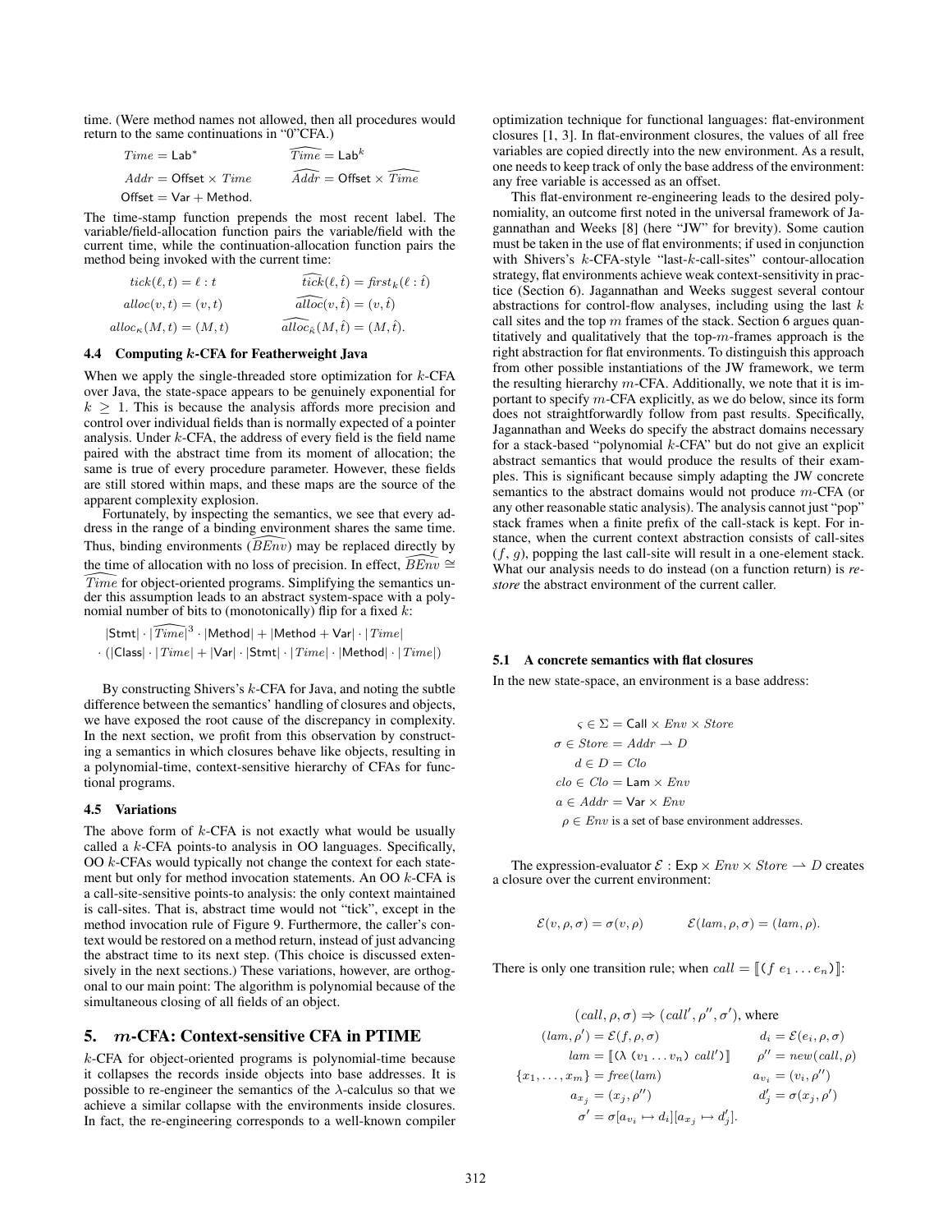time. (Were method names not allowed, then all procedures would return to the same continuations in "0"CFA.)

$$Time = \mathsf{Lab}^* \qquad \widehat{Time} = \mathsf{Lab}^k$$

$$Addr = \mathsf{Offset} \times Time \qquad \widehat{Addr} = \mathsf{Offset} \times \widehat{Time}$$

$$\mathsf{Offset} = \mathsf{Var} + \mathsf{Method}.$$

The time-stamp function prepends the most recent label. The variable/field-allocation function pairs the variable/field with the current time, while the continuation-allocation function pairs the method being invoked with the current time:

$$tick(\ell, t) = \ell : t \qquad \widehat{tick}(\ell, \hat{t}) = \mathit{first}_k(\ell : \hat{t})$$

$$alloc(v, t) = (v, t) \qquad \widehat{alloc}(v, \hat{t}) = (v, \hat{t})$$

$$alloc_\kappa(M, t) = (M, t) \qquad \widehat{alloc}_{\hat{\kappa}}(M, \hat{t}) = (M, \hat{t}).$$

### 4.4 Computing $k$-CFA for Featherweight Java

When we apply the single-threaded store optimization for $k$-CFA over Java, the state-space appears to be genuinely exponential for $k \geq 1$. This is because the analysis affords more precision and control over individual fields than is normally expected of a pointer analysis. Under $k$-CFA, the address of every field is the field name paired with the abstract time from its moment of allocation; the same is true of every procedure parameter. However, these fields are still stored within maps, and these maps are the source of the apparent complexity explosion.

Fortunately, by inspecting the semantics, we see that every address in the range of a binding environment shares the same time. Thus, binding environments ($\widehat{BEnv}$) may be replaced directly by the time of allocation with no loss of precision. In effect, $\widehat{BEnv} \cong \widehat{Time}$ for object-oriented programs. Simplifying the semantics under this assumption leads to an abstract system-space with a polynomial number of bits to (monotonically) flip for a fixed $k$:

$$|\mathsf{Stmt}| \cdot |\widehat{Time}|^3 \cdot |\mathsf{Method}| + |\mathsf{Method} + \mathsf{Var}| \cdot |Time|$$
$$\cdot \left(|\mathsf{Class}| \cdot |Time| + |\mathsf{Var}| \cdot |\mathsf{Stmt}| \cdot |Time| \cdot |\mathsf{Method}| \cdot |Time|\right)$$

By constructing Shivers's $k$-CFA for Java, and noting the subtle difference between the semantics' handling of closures and objects, we have exposed the root cause of the discrepancy in complexity. In the next section, we profit from this observation by constructing a semantics in which closures behave like objects, resulting in a polynomial-time, context-sensitive hierarchy of CFAs for functional programs.

### 4.5 Variations

The above form of $k$-CFA is not exactly what would be usually called a $k$-CFA points-to analysis in OO languages. Specifically, OO $k$-CFAs would typically not change the context for each statement but only for method invocation statements. An OO $k$-CFA is a call-site-sensitive points-to analysis: the only context maintained is call-sites. That is, abstract time would not "tick", except in the method invocation rule of Figure 9. Furthermore, the caller's context would be restored on a method return, instead of just advancing the abstract time to its next step. (This choice is discussed extensively in the next sections.) These variations, however, are orthogonal to our main point: The algorithm is polynomial because of the simultaneous closing of all fields of an object.

## 5. $m$-CFA: Context-sensitive CFA in PTIME

$k$-CFA for object-oriented programs is polynomial-time because it collapses the records inside objects into base addresses. It is possible to re-engineer the semantics of the λ-calculus so that we achieve a similar collapse with the environments inside closures. In fact, the re-engineering corresponds to a well-known compiler optimization technique for functional languages: flat-environment closures [1, 3]. In flat-environment closures, the values of all free variables are copied directly into the new environment. As a result, one needs to keep track of only the base address of the environment: any free variable is accessed as an offset.

This flat-environment re-engineering leads to the desired polynomiality, an outcome first noted in the universal framework of Jagannathan and Weeks [8] (here "JW" for brevity). Some caution must be taken in the use of flat environments; if used in conjunction with Shivers's $k$-CFA-style "last-$k$-call-sites" contour-allocation strategy, flat environments achieve weak context-sensitivity in practice (Section 6). Jagannathan and Weeks suggest several contour abstractions for control-flow analyses, including using the last $k$ call sites and the top $m$ frames of the stack. Section 6 argues quantitatively and qualitatively that the top-$m$-frames approach is the right abstraction for flat environments. To distinguish this approach from other possible instantiations of the JW framework, we term the resulting hierarchy $m$-CFA. Additionally, we note that it is important to specify $m$-CFA explicitly, as we do below, since its form does not straightforwardly follow from past results. Specifically, Jagannathan and Weeks do specify the abstract domains necessary for a stack-based "polynomial $k$-CFA" but do not give an explicit abstract semantics that would produce the results of their examples. This is significant because simply adapting the JW concrete semantics to the abstract domains would not produce $m$-CFA (or any other reasonable static analysis). The analysis cannot just "pop" stack frames when a finite prefix of the call-stack is kept. For instance, when the current context abstraction consists of call-sites $(f, g)$, popping the last call-site will result in a one-element stack. What our analysis needs to do instead (on a function return) is *restore* the abstract environment of the current caller.

### 5.1 A concrete semantics with flat closures

In the new state-space, an environment is a base address:

$$\varsigma \in \Sigma = \mathsf{Call} \times Env \times Store$$
$$\sigma \in Store = Addr \rightharpoonup D$$
$$d \in D = Clo$$
$$clo \in Clo = \mathsf{Lam} \times Env$$
$$a \in Addr = \mathsf{Var} \times Env$$

$\rho \in Env$ is a set of base environment addresses.

The expression-evaluator $\mathcal{E} : \mathsf{Exp} \times Env \times Store \rightharpoonup D$ creates a closure over the current environment:

$$\mathcal{E}(v, \rho, \sigma) = \sigma(v, \rho) \qquad \mathcal{E}(lam, \rho, \sigma) = (lam, \rho).$$

There is only one transition rule; when $call = [\![(f\ e_1 \ldots e_n)]\!]$:

$$(call, \rho, \sigma) \Rightarrow (call', \rho'', \sigma'), \text{ where}$$
$$(lam, \rho') = \mathcal{E}(f, \rho, \sigma) \qquad d_i = \mathcal{E}(e_i, \rho, \sigma)$$
$$lam = [\![(\lambda\ (v_1 \ldots v_n)\ call')]\!] \qquad \rho'' = new(call, \rho)$$
$$\{x_1, \ldots, x_m\} = free(lam) \qquad a_{v_i} = (v_i, \rho'')$$
$$a_{x_j} = (x_j, \rho'') \qquad d'_j = \sigma(x_j, \rho')$$
$$\sigma' = \sigma[a_{v_i} \mapsto d_i][a_{x_j} \mapsto d'_j].$$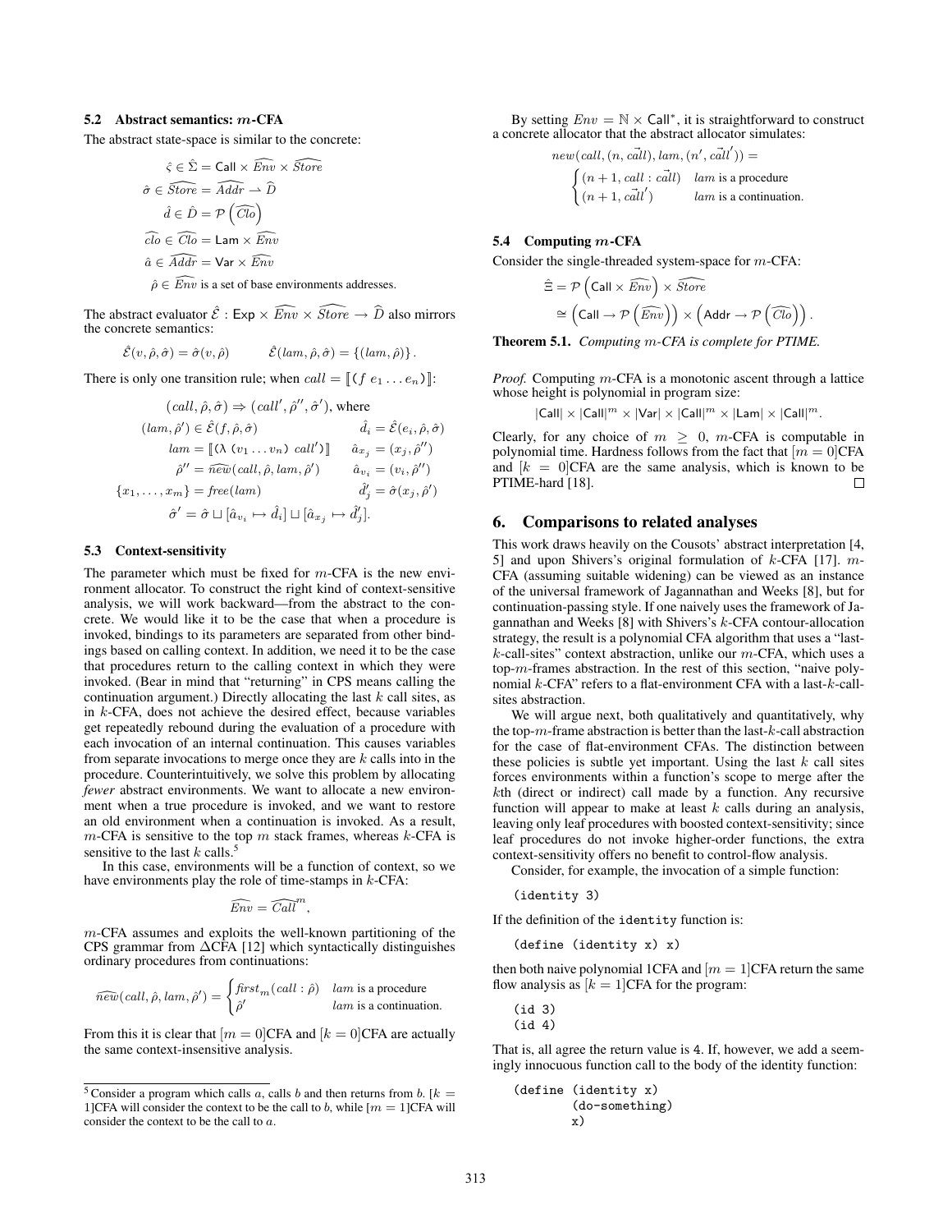### 5.2 Abstract semantics: $m$-CFA

The abstract state-space is similar to the concrete:

$$\hat{\varsigma} \in \hat{\Sigma} = \mathsf{Call} \times \widehat{Env} \times \widehat{Store}$$
$$\hat{\sigma} \in \widehat{Store} = \widehat{Addr} \rightharpoonup \widehat{D}$$
$$\hat{d} \in \hat{D} = \mathcal{P}\left(\widehat{Clo}\right)$$
$$\widehat{clo} \in \widehat{Clo} = \mathsf{Lam} \times \widehat{Env}$$
$$\hat{a} \in \widehat{Addr} = \mathsf{Var} \times \widehat{Env}$$

$\hat{\rho} \in \widehat{Env}$ is a set of base environments addresses.

The abstract evaluator $\hat{\mathcal{E}} : \mathsf{Exp} \times \widehat{Env} \times \widehat{Store} \to \widehat{D}$ also mirrors the concrete semantics:

$$\hat{\mathcal{E}}(v, \hat{\rho}, \hat{\sigma}) = \hat{\sigma}(v, \hat{\rho}) \qquad \hat{\mathcal{E}}(lam, \hat{\rho}, \hat{\sigma}) = \{(lam, \hat{\rho})\}.$$

There is only one transition rule; when $call = [\![(f\ e_1 \ldots e_n)]\!]$:

$$(call, \hat{\rho}, \hat{\sigma}) \Rightarrow (call', \hat{\rho}'', \hat{\sigma}'), \text{ where}$$
$$(lam, \hat{\rho}') \in \hat{\mathcal{E}}(f, \hat{\rho}, \hat{\sigma}) \qquad \hat{d}_i = \hat{\mathcal{E}}(e_i, \hat{\rho}, \hat{\sigma})$$
$$lam = [\![(\lambda\ (v_1 \ldots v_n)\ call')]\!] \qquad \hat{a}_{x_j} = (x_j, \hat{\rho}'')$$
$$\hat{\rho}'' = \widehat{new}(call, \hat{\rho}, lam, \hat{\rho}') \qquad \hat{a}_{v_i} = (v_i, \hat{\rho}'')$$
$$\{x_1, \ldots, x_m\} = free(lam) \qquad \hat{d}'_j = \hat{\sigma}(x_j, \hat{\rho}')$$
$$\hat{\sigma}' = \hat{\sigma} \sqcup [\hat{a}_{v_i} \mapsto \hat{d}_i] \sqcup [\hat{a}_{x_j} \mapsto \hat{d}'_j].$$

### 5.3 Context-sensitivity

The parameter which must be fixed for $m$-CFA is the new environment allocator. To construct the right kind of context-sensitive analysis, we will work backward—from the abstract to the concrete. We would like it to be the case that when a procedure is invoked, bindings to its parameters are separated from other bindings based on calling context. In addition, we need it to be the case that procedures return to the calling context in which they were invoked. (Bear in mind that "returning" in CPS means calling the continuation argument.) Directly allocating the last $k$ call sites, as in $k$-CFA, does not achieve the desired effect, because variables get repeatedly rebound during the evaluation of a procedure with each invocation of an internal continuation. This causes variables from separate invocations to merge once they are $k$ calls into in the procedure. Counterintuitively, we solve this problem by allocating *fewer* abstract environments. We want to allocate a new environment when a true procedure is invoked, and we want to restore an old environment when a continuation is invoked. As a result, $m$-CFA is sensitive to the top $m$ stack frames, whereas $k$-CFA is sensitive to the last $k$ calls.[5]

In this case, environments will be a function of context, so we have environments play the role of time-stamps in $k$-CFA:

$$\widehat{Env} = \widehat{Call}^m,$$

$m$-CFA assumes and exploits the well-known partitioning of the CPS grammar from ΔCFA [12] which syntactically distinguishes ordinary procedures from continuations:

$$\widehat{new}(call, \hat{\rho}, lam, \hat{\rho}') = \begin{cases} first_m(call : \hat{\rho}) & lam \text{ is a procedure} \\ \hat{\rho}' & lam \text{ is a continuation.} \end{cases}$$

From this it is clear that $[m = 0]$CFA and $[k = 0]$CFA are actually the same context-insensitive analysis.

[5] Consider a program which calls $a$, calls $b$ and then returns from $b$. $[k = 1]$CFA will consider the context to be the call to $b$, while $[m = 1]$CFA will consider the context to be the call to $a$.

By setting $Env = \mathbb{N} \times \mathsf{Call}^*$, it is straightforward to construct a concrete allocator that the abstract allocator simulates:

$$new(call, (n, \vec{call}), lam, (n', \vec{call}')) = \begin{cases} (n+1, call : \vec{call}) & lam \text{ is a procedure} \\ (n+1, \vec{call}') & lam \text{ is a continuation.} \end{cases}$$

### 5.4 Computing $m$-CFA

Consider the single-threaded system-space for $m$-CFA:

$$\hat{\Xi} = \mathcal{P}\left(\mathsf{Call} \times \widehat{Env}\right) \times \widehat{Store}$$
$$\cong \left(\mathsf{Call} \to \mathcal{P}\left(\widehat{Env}\right)\right) \times \left(\mathsf{Addr} \to \mathcal{P}\left(\widehat{Clo}\right)\right).$$

**Theorem 5.1.** *Computing $m$-CFA is complete for PTIME.*

*Proof.* Computing $m$-CFA is a monotonic ascent through a lattice whose height is polynomial in program size:

$$|\mathsf{Call}| \times |\mathsf{Call}|^m \times |\mathsf{Var}| \times |\mathsf{Call}|^m \times |\mathsf{Lam}| \times |\mathsf{Call}|^m.$$

Clearly, for any choice of $m \geq 0$, $m$-CFA is computable in polynomial time. Hardness follows from the fact that $[m = 0]$CFA and $[k = 0]$CFA are the same analysis, which is known to be PTIME-hard [18]. □

## 6. Comparisons to related analyses

This work draws heavily on the Cousots' abstract interpretation [4, 5] and upon Shivers's original formulation of $k$-CFA [17]. $m$-CFA (assuming suitable widening) can be viewed as an instance of the universal framework of Jagannathan and Weeks [8], but for continuation-passing style. If one naively uses the framework of Jagannathan and Weeks [8] with Shivers's $k$-CFA contour-allocation strategy, the result is a polynomial CFA algorithm that uses a "last-$k$-call-sites" context abstraction, unlike our $m$-CFA, which uses a top-$m$-frames abstraction. In the rest of this section, "naive polynomial $k$-CFA" refers to a flat-environment CFA with a last-$k$-call-sites abstraction.

We will argue next, both qualitatively and quantitatively, why the top-$m$-frame abstraction is better than the last-$k$-call abstraction for the case of flat-environment CFAs. The distinction between these policies is subtle yet important. Using the last $k$ call sites forces environments within a function's scope to merge after the $k$th (direct or indirect) call made by a function. Any recursive function will appear to make at least $k$ calls during an analysis, leaving only leaf procedures with boosted context-sensitivity; since leaf procedures do not invoke higher-order functions, the extra context-sensitivity offers no benefit to control-flow analysis.

Consider, for example, the invocation of a simple function:

```
(identity 3)
```

If the definition of the identity function is:

```
(define (identity x) x)
```

then both naive polynomial 1CFA and $[m = 1]$CFA return the same flow analysis as $[k = 1]$CFA for the program:

```
(id 3)
(id 4)
```

That is, all agree the return value is 4. If, however, we add a seemingly innocuous function call to the body of the identity function:

```
(define (identity x)
        (do-something)
        x)
```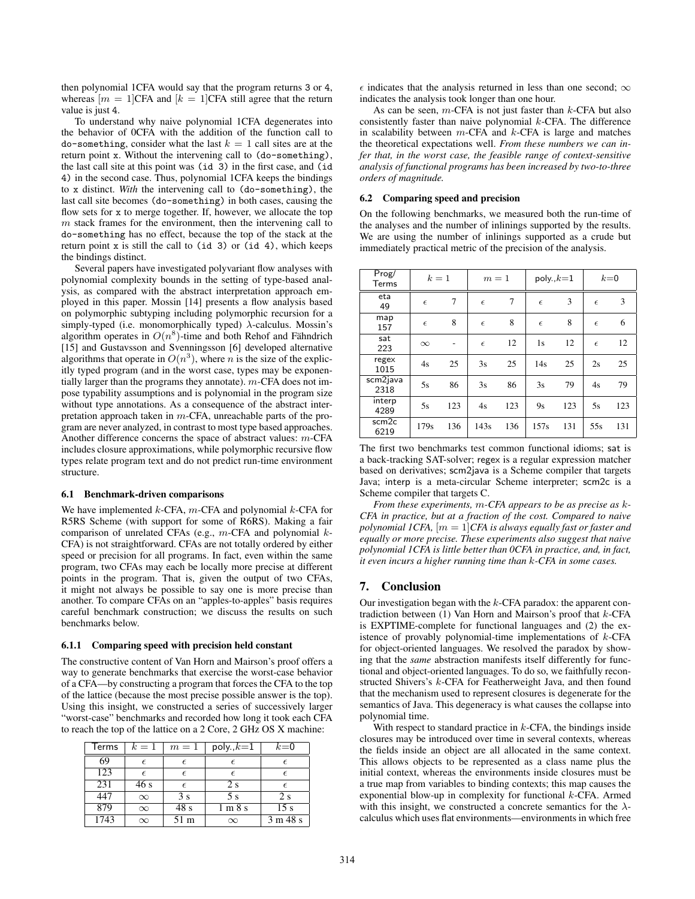then polynomial 1CFA would say that the program returns 3 or 4, whereas $[m = 1]$CFA and $[k = 1]$CFA still agree that the return value is just 4.

To understand why naive polynomial 1CFA degenerates into the behavior of 0CFA with the addition of the function call to `do-something`, consider what the last $k = 1$ call sites are at the return point `x`. Without the intervening call to `(do-something)`, the last call site at this point was `(id 3)` in the first case, and `(id 4)` in the second case. Thus, polynomial 1CFA keeps the bindings to `x` distinct. *With* the intervening call to `(do-something)`, the last call site becomes `(do-something)` in both cases, causing the flow sets for `x` to merge together. If, however, we allocate the top $m$ stack frames for the environment, then the intervening call to `do-something` has no effect, because the top of the stack at the return point `x` is still the call to `(id 3)` or `(id 4)`, which keeps the bindings distinct.

Several papers have investigated polyvariant flow analyses with polynomial complexity bounds in the setting of type-based analysis, as compared with the abstract interpretation approach employed in this paper. Mossin [14] presents a flow analysis based on polymorphic subtyping including polymorphic recursion for a simply-typed (i.e. monomorphically typed) $\lambda$-calculus. Mossin's algorithm operates in $O(n^8)$-time and both Rehof and Fähndrich [15] and Gustavsson and Svenningsson [6] developed alternative algorithms that operate in $O(n^3)$, where $n$ is the size of the explicitly typed program (and in the worst case, types may be exponentially larger than the programs they annotate). $m$-CFA does not impose typability assumptions and is polynomial in the program size without type annotations. As a consequence of the abstract interpretation approach taken in $m$-CFA, unreachable parts of the program are never analyzed, in contrast to most type based approaches. Another difference concerns the space of abstract values: $m$-CFA includes closure approximations, while polymorphic recursive flow types relate program text and do not predict run-time environment structure.

### 6.1 Benchmark-driven comparisons

We have implemented $k$-CFA, $m$-CFA and polynomial $k$-CFA for R5RS Scheme (with support for some of R6RS). Making a fair comparison of unrelated CFAs (e.g., $m$-CFA and polynomial $k$-CFA) is not straightforward. CFAs are not totally ordered by either speed or precision for all programs. In fact, even within the same program, two CFAs may each be locally more precise at different points in the program. That is, given the output of two CFAs, it might not always be possible to say one is more precise than another. To compare CFAs on an "apples-to-apples" basis requires careful benchmark construction; we discuss the results on such benchmarks below.

#### 6.1.1 Comparing speed with precision held constant

The constructive content of Van Horn and Mairson's proof offers a way to generate benchmarks that exercise the worst-case behavior of a CFA—by constructing a program that forces the CFA to the top of the lattice (because the most precise possible answer is the top). Using this insight, we constructed a series of successively larger "worst-case" benchmarks and recorded how long it took each CFA to reach the top of the lattice on a 2 Core, 2 GHz OS X machine:

| Terms | $k = 1$ | $m = 1$ | poly.,$k$=1 | $k$=0 |
|---|---|---|---|---|
| 69 | $\epsilon$ | $\epsilon$ | $\epsilon$ | $\epsilon$ |
| 123 | $\epsilon$ | $\epsilon$ | $\epsilon$ | $\epsilon$ |
| 231 | 46 s | $\epsilon$ | 2 s | $\epsilon$ |
| 447 | $\infty$ | 3 s | 5 s | 2 s |
| 879 | $\infty$ | 48 s | 1 m 8 s | 15 s |
| 1743 | $\infty$ | 51 m | $\infty$ | 3 m 48 s |

$\epsilon$ indicates that the analysis returned in less than one second; $\infty$ indicates the analysis took longer than one hour.

As can be seen, $m$-CFA is not just faster than $k$-CFA but also consistently faster than naive polynomial $k$-CFA. The difference in scalability between $m$-CFA and $k$-CFA is large and matches the theoretical expectations well. *From these numbers we can infer that, in the worst case, the feasible range of context-sensitive analysis of functional programs has been increased by two-to-three orders of magnitude.*

### 6.2 Comparing speed and precision

On the following benchmarks, we measured both the run-time of the analyses and the number of inlinings supported by the results. We are using the number of inlinings supported as a crude but immediately practical metric of the precision of the analysis.

| Prog/ Terms | $k = 1$ | | $m = 1$ | | poly.,$k$=1 | | $k$=0 | |
|---|---|---|---|---|---|---|---|---|
| eta 49 | $\epsilon$ | 7 | $\epsilon$ | 7 | $\epsilon$ | 3 | $\epsilon$ | 3 |
| map 157 | $\epsilon$ | 8 | $\epsilon$ | 8 | $\epsilon$ | 8 | $\epsilon$ | 6 |
| sat 223 | $\infty$ | - | $\epsilon$ | 12 | 1s | 12 | $\epsilon$ | 12 |
| regex 1015 | 4s | 25 | 3s | 25 | 14s | 25 | 2s | 25 |
| scm2java 2318 | 5s | 86 | 3s | 86 | 3s | 79 | 4s | 79 |
| interp 4289 | 5s | 123 | 4s | 123 | 9s | 123 | 5s | 123 |
| scm2c 6219 | 179s | 136 | 143s | 136 | 157s | 131 | 55s | 131 |

The first two benchmarks test common functional idioms; sat is a back-tracking SAT-solver; regex is a regular expression matcher based on derivatives; scm2java is a Scheme compiler that targets Java; interp is a meta-circular Scheme interpreter; scm2c is a Scheme compiler that targets C.

*From these experiments, $m$-CFA appears to be as precise as $k$-CFA in practice, but at a fraction of the cost. Compared to naive polynomial 1CFA, $[m = 1]$CFA is always equally fast or faster and equally or more precise. These experiments also suggest that naive polynomial 1CFA is little better than 0CFA in practice, and, in fact, it even incurs a higher running time than $k$-CFA in some cases.*

## 7. Conclusion

Our investigation began with the $k$-CFA paradox: the apparent contradiction between (1) Van Horn and Mairson's proof that $k$-CFA is EXPTIME-complete for functional languages and (2) the existence of provably polynomial-time implementations of $k$-CFA for object-oriented languages. We resolved the paradox by showing that the *same* abstraction manifests itself differently for functional and object-oriented languages. To do so, we faithfully reconstructed Shivers's $k$-CFA for Featherweight Java, and then found that the mechanism used to represent closures is degenerate for the semantics of Java. This degeneracy is what causes the collapse into polynomial time.

With respect to standard practice in $k$-CFA, the bindings inside closures may be introduced over time in several contexts, whereas the fields inside an object are all allocated in the same context. This allows objects to be represented as a class name plus the initial context, whereas the environments inside closures must be a true map from variables to binding contexts; this map causes the exponential blow-up in complexity for functional $k$-CFA. Armed with this insight, we constructed a concrete semantics for the $\lambda$-calculus which uses flat environments—environments in which free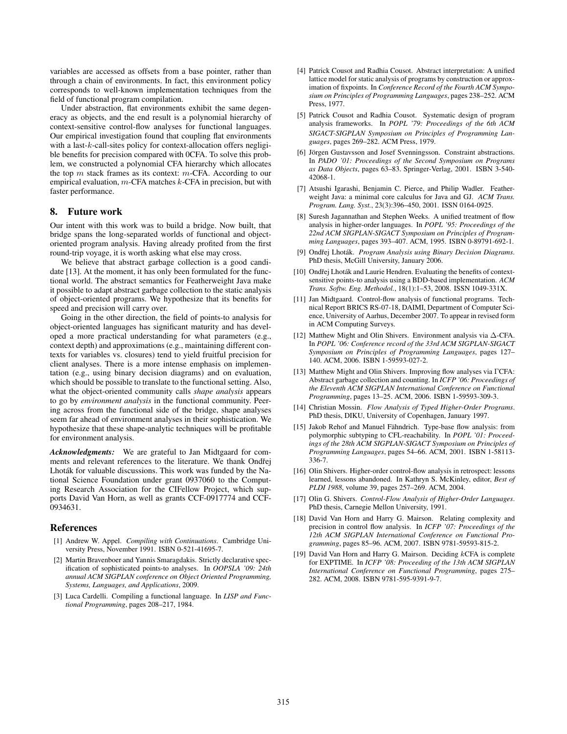variables are accessed as offsets from a base pointer, rather than through a chain of environments. In fact, this environment policy corresponds to well-known implementation techniques from the field of functional program compilation.

Under abstraction, flat environments exhibit the same degeneracy as objects, and the end result is a polynomial hierarchy of context-sensitive control-flow analyses for functional languages. Our empirical investigation found that coupling flat environments with a last-$k$-call-sites policy for context-allocation offers negligible benefits for precision compared with 0CFA. To solve this problem, we constructed a polynomial CFA hierarchy which allocates the top $m$ stack frames as its context: $m$-CFA. According to our empirical evaluation, $m$-CFA matches $k$-CFA in precision, but with faster performance.

## 8. Future work

Our intent with this work was to build a bridge. Now built, that bridge spans the long-separated worlds of functional and object-oriented program analysis. Having already profited from the first round-trip voyage, it is worth asking what else may cross.

We believe that abstract garbage collection is a good candidate [13]. At the moment, it has only been formulated for the functional world. The abstract semantics for Featherweight Java make it possible to adapt abstract garbage collection to the static analysis of object-oriented programs. We hypothesize that its benefits for speed and precision will carry over.

Going in the other direction, the field of points-to analysis for object-oriented languages has significant maturity and has developed a more practical understanding for what parameters (e.g., context depth) and approximations (e.g., maintaining different contexts for variables vs. closures) tend to yield fruitful precision for client analyses. There is a more intense emphasis on implementation (e.g., using binary decision diagrams) and on evaluation, which should be possible to translate to the functional setting. Also, what the object-oriented community calls *shape analysis* appears to go by *environment analysis* in the functional community. Peering across from the functional side of the bridge, shape analyses seem far ahead of environment analyses in their sophistication. We hypothesize that these shape-analytic techniques will be profitable for environment analysis.

***Acknowledgments:*** We are grateful to Jan Midtgaard for comments and relevant references to the literature. We thank Ondřej Lhoták for valuable discussions. This work was funded by the National Science Foundation under grant 0937060 to the Computing Research Association for the CIFellow Project, which supports David Van Horn, as well as grants CCF-0917774 and CCF-0934631.

## References

[1] Andrew W. Appel. *Compiling with Continuations*. Cambridge University Press, November 1991. ISBN 0-521-41695-7.

[2] Martin Bravenboer and Yannis Smaragdakis. Strictly declarative specification of sophisticated points-to analyses. In *OOPSLA '09: 24th annual ACM SIGPLAN conference on Object Oriented Programming, Systems, Languages, and Applications*, 2009.

[3] Luca Cardelli. Compiling a functional language. In *LISP and Functional Programming*, pages 208–217, 1984.

[4] Patrick Cousot and Radhia Cousot. Abstract interpretation: A unified lattice model for static analysis of programs by construction or approximation of fixpoints. In *Conference Record of the Fourth ACM Symposium on Principles of Programming Languages*, pages 238–252. ACM Press, 1977.

[5] Patrick Cousot and Radhia Cousot. Systematic design of program analysis frameworks. In *POPL '79: Proceedings of the 6th ACM SIGACT-SIGPLAN Symposium on Principles of Programming Languages*, pages 269–282. ACM Press, 1979.

[6] Jörgen Gustavsson and Josef Svenningsson. Constraint abstractions. In *PADO '01: Proceedings of the Second Symposium on Programs as Data Objects*, pages 63–83. Springer-Verlag, 2001. ISBN 3-540-42068-1.

[7] Atsushi Igarashi, Benjamin C. Pierce, and Philip Wadler. Featherweight Java: a minimal core calculus for Java and GJ. *ACM Trans. Program. Lang. Syst.*, 23(3):396–450, 2001. ISSN 0164-0925.

[8] Suresh Jagannathan and Stephen Weeks. A unified treatment of flow analysis in higher-order languages. In *POPL '95: Proceedings of the 22nd ACM SIGPLAN-SIGACT Symposium on Principles of Programming Languages*, pages 393–407. ACM, 1995. ISBN 0-89791-692-1.

[9] Ondřej Lhoták. *Program Analysis using Binary Decision Diagrams*. PhD thesis, McGill University, January 2006.

[10] Ondřej Lhoták and Laurie Hendren. Evaluating the benefits of context-sensitive points-to analysis using a BDD-based implementation. *ACM Trans. Softw. Eng. Methodol.*, 18(1):1–53, 2008. ISSN 1049-331X.

[11] Jan Midtgaard. Control-flow analysis of functional programs. Technical Report BRICS RS-07-18, DAIMI, Department of Computer Science, University of Aarhus, December 2007. To appear in revised form in ACM Computing Surveys.

[12] Matthew Might and Olin Shivers. Environment analysis via $\Delta$-CFA. In *POPL '06: Conference record of the 33rd ACM SIGPLAN-SIGACT Symposium on Principles of Programming Languages*, pages 127–140. ACM, 2006. ISBN 1-59593-027-2.

[13] Matthew Might and Olin Shivers. Improving flow analyses via $\Gamma$CFA: Abstract garbage collection and counting. In *ICFP '06: Proceedings of the Eleventh ACM SIGPLAN International Conference on Functional Programming*, pages 13–25. ACM, 2006. ISBN 1-59593-309-3.

[14] Christian Mossin. *Flow Analysis of Typed Higher-Order Programs*. PhD thesis, DIKU, University of Copenhagen, January 1997.

[15] Jakob Rehof and Manuel Fähndrich. Type-base flow analysis: from polymorphic subtyping to CFL-reachability. In *POPL '01: Proceedings of the 28th ACM SIGPLAN-SIGACT Symposium on Principles of Programming Languages*, pages 54–66. ACM, 2001. ISBN 1-58113-336-7.

[16] Olin Shivers. Higher-order control-flow analysis in retrospect: lessons learned, lessons abandoned. In Kathryn S. McKinley, editor, *Best of PLDI 1988*, volume 39, pages 257–269. ACM, 2004.

[17] Olin G. Shivers. *Control-Flow Analysis of Higher-Order Languages*. PhD thesis, Carnegie Mellon University, 1991.

[18] David Van Horn and Harry G. Mairson. Relating complexity and precision in control flow analysis. In *ICFP '07: Proceedings of the 12th ACM SIGPLAN International Conference on Functional Programming*, pages 85–96. ACM, 2007. ISBN 9781-59593-815-2.

[19] David Van Horn and Harry G. Mairson. Deciding $k$CFA is complete for EXPTIME. In *ICFP '08: Proceeding of the 13th ACM SIGPLAN International Conference on Functional Programming*, pages 275–282. ACM, 2008. ISBN 9781-595-9391-9-7.